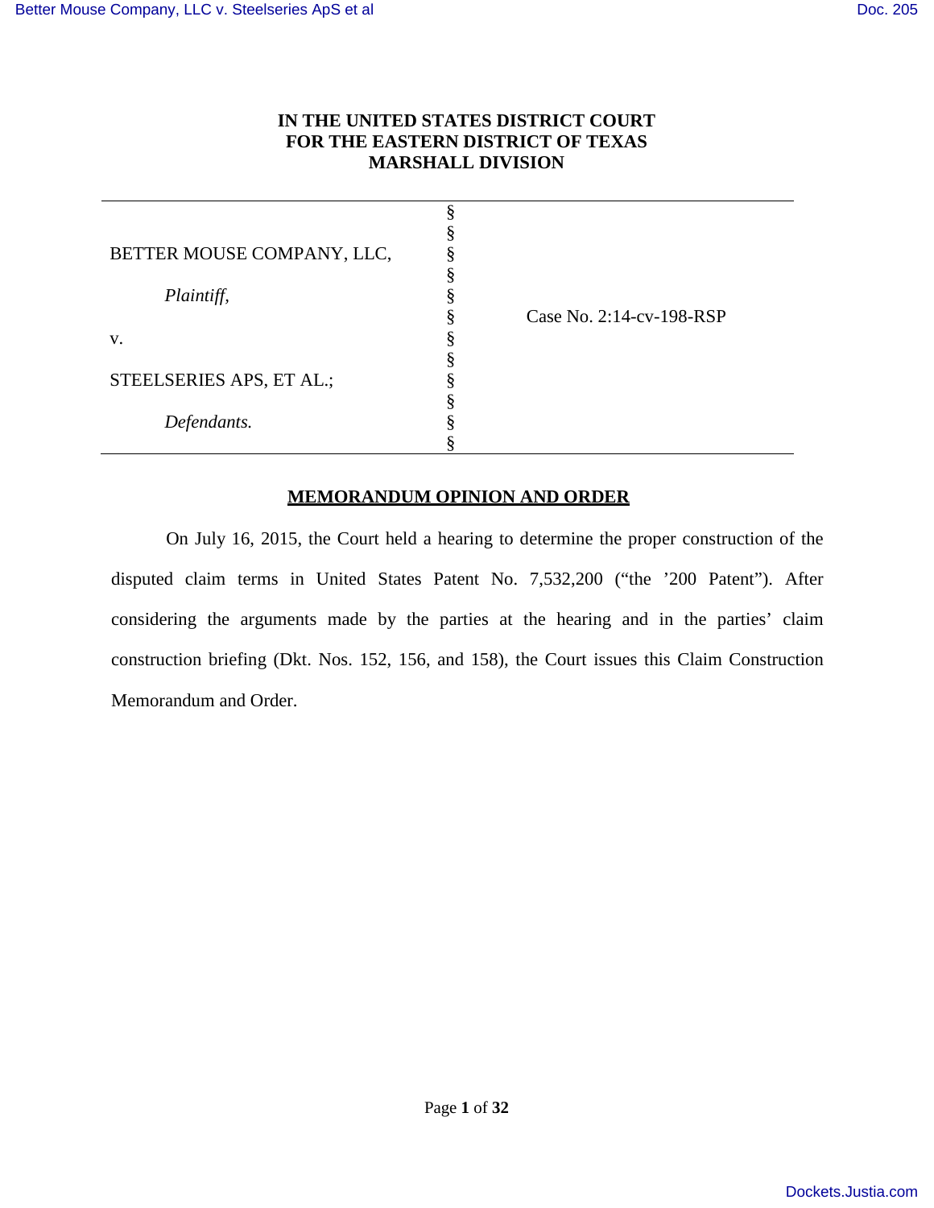**IN THE UNITED STATES DISTRICT COURT**
**FOR THE EASTERN DISTRICT OF TEXAS**
**MARSHALL DIVISION**

| | | |
|---|---|---|
| BETTER MOUSE COMPANY, LLC, | § | |
| *Plaintiff,* | § | |
| v. | § | Case No. 2:14-cv-198-RSP |
| STEELSERIES APS, ET AL.; | § | |
| *Defendants.* | § | |

## MEMORANDUM OPINION AND ORDER

On July 16, 2015, the Court held a hearing to determine the proper construction of the disputed claim terms in United States Patent No. 7,532,200 ("the '200 Patent"). After considering the arguments made by the parties at the hearing and in the parties' claim construction briefing (Dkt. Nos. 152, 156, and 158), the Court issues this Claim Construction Memorandum and Order.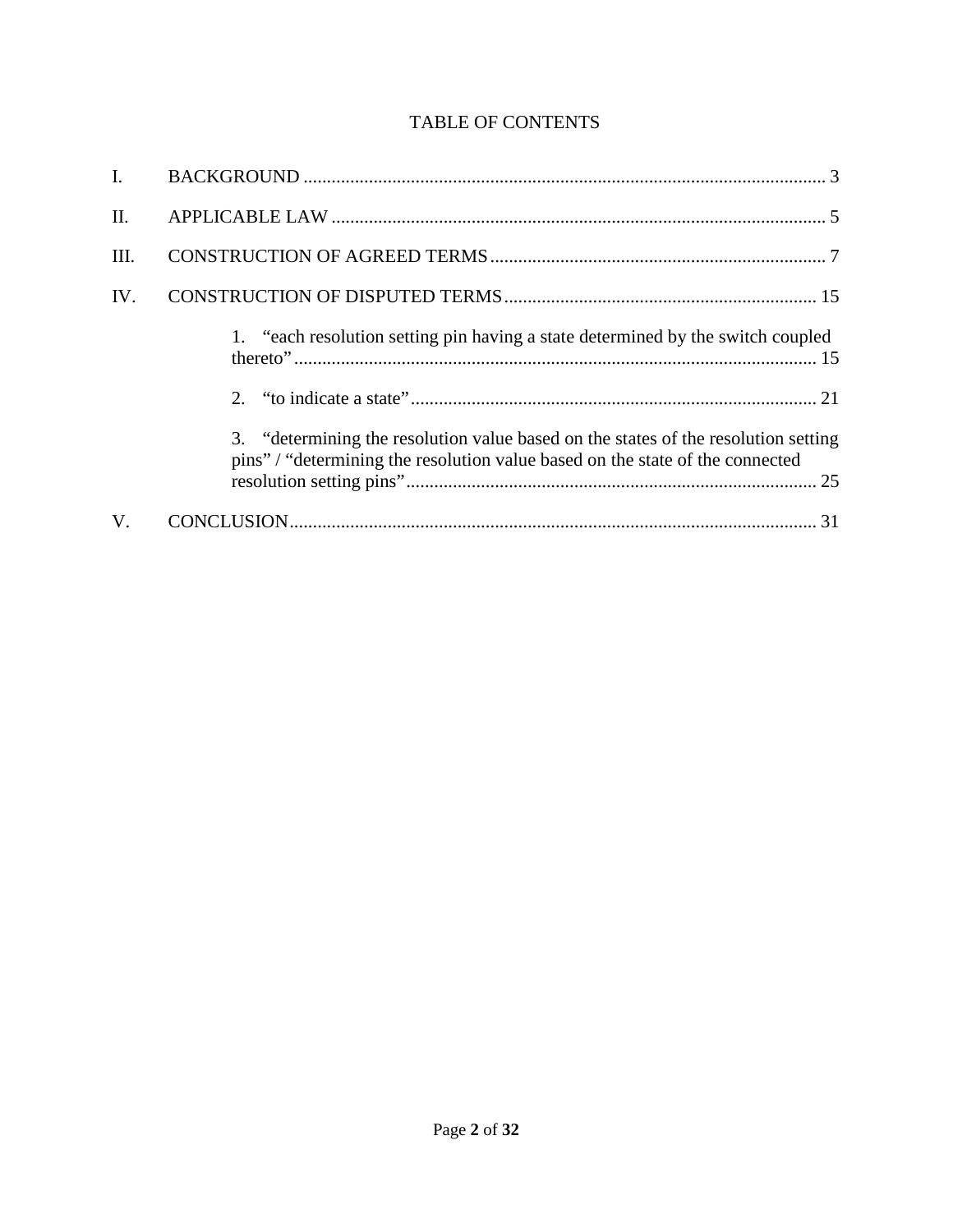# TABLE OF CONTENTS

I. BACKGROUND ........................................................................................................... 3

II. APPLICABLE LAW ..................................................................................................... 5

III. CONSTRUCTION OF AGREED TERMS ..................................................................... 7

IV. CONSTRUCTION OF DISPUTED TERMS ................................................................. 15

- 1. "each resolution setting pin having a state determined by the switch coupled thereto" ........................................................................................................... 15
- 2. "to indicate a state" ..................................................................................... 21
- 3. "determining the resolution value based on the states of the resolution setting pins" / "determining the resolution value based on the state of the connected resolution setting pins" ........................................................................ 25

V. CONCLUSION ............................................................................................................. 31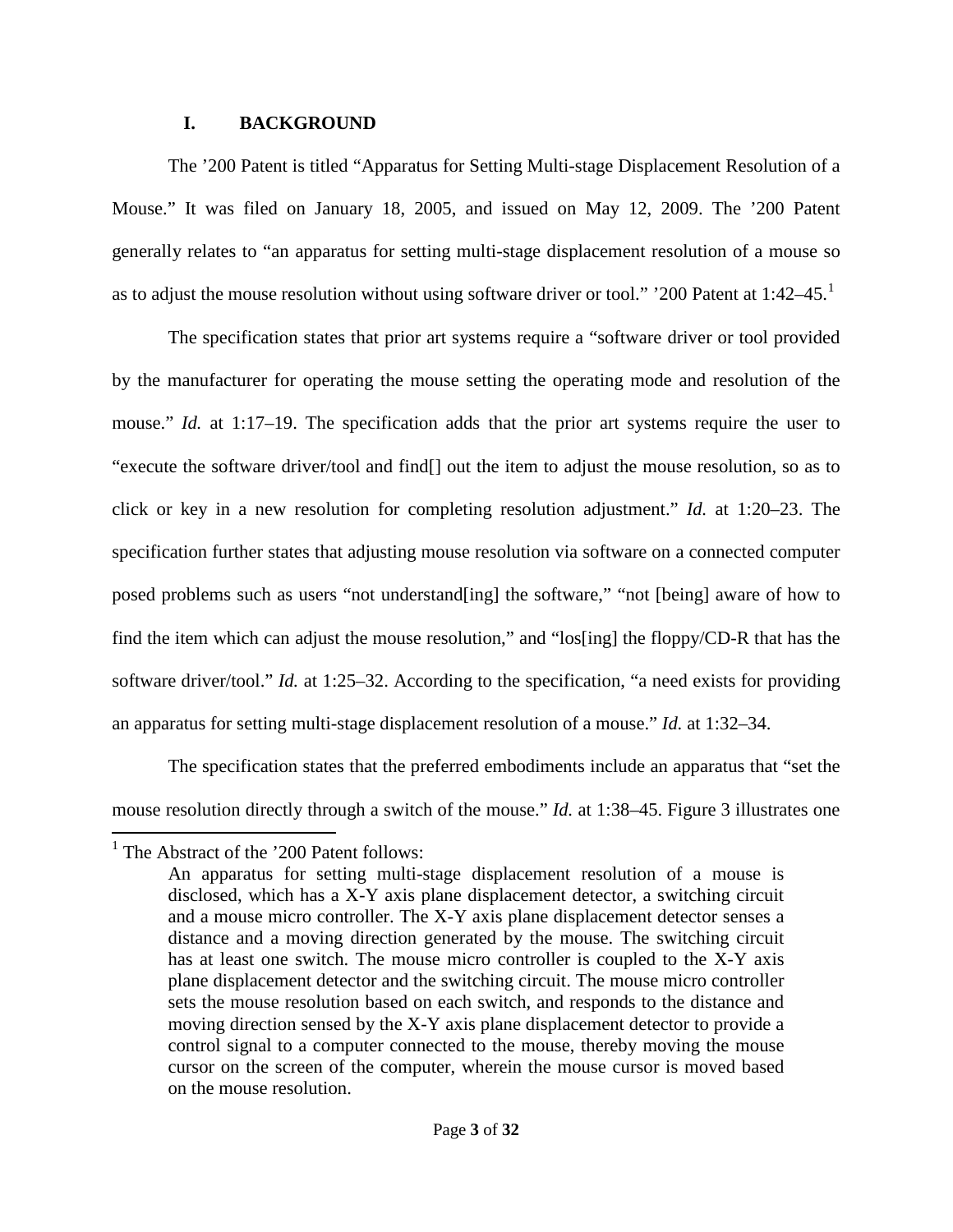## I. BACKGROUND

The ’200 Patent is titled “Apparatus for Setting Multi-stage Displacement Resolution of a Mouse.” It was filed on January 18, 2005, and issued on May 12, 2009. The ’200 Patent generally relates to “an apparatus for setting multi-stage displacement resolution of a mouse so as to adjust the mouse resolution without using software driver or tool.” ’200 Patent at 1:42–45.[1]

The specification states that prior art systems require a “software driver or tool provided by the manufacturer for operating the mouse setting the operating mode and resolution of the mouse.” *Id.* at 1:17–19. The specification adds that the prior art systems require the user to “execute the software driver/tool and find[] out the item to adjust the mouse resolution, so as to click or key in a new resolution for completing resolution adjustment.” *Id.* at 1:20–23. The specification further states that adjusting mouse resolution via software on a connected computer posed problems such as users “not understand[ing] the software,” “not [being] aware of how to find the item which can adjust the mouse resolution,” and “los[ing] the floppy/CD-R that has the software driver/tool.” *Id.* at 1:25–32. According to the specification, “a need exists for providing an apparatus for setting multi-stage displacement resolution of a mouse.” *Id.* at 1:32–34.

The specification states that the preferred embodiments include an apparatus that “set the mouse resolution directly through a switch of the mouse.” *Id.* at 1:38–45. Figure 3 illustrates one

---

[1] The Abstract of the ’200 Patent follows:

> An apparatus for setting multi-stage displacement resolution of a mouse is disclosed, which has a X-Y axis plane displacement detector, a switching circuit and a mouse micro controller. The X-Y axis plane displacement detector senses a distance and a moving direction generated by the mouse. The switching circuit has at least one switch. The mouse micro controller is coupled to the X-Y axis plane displacement detector and the switching circuit. The mouse micro controller sets the mouse resolution based on each switch, and responds to the distance and moving direction sensed by the X-Y axis plane displacement detector to provide a control signal to a computer connected to the mouse, thereby moving the mouse cursor on the screen of the computer, wherein the mouse cursor is moved based on the mouse resolution.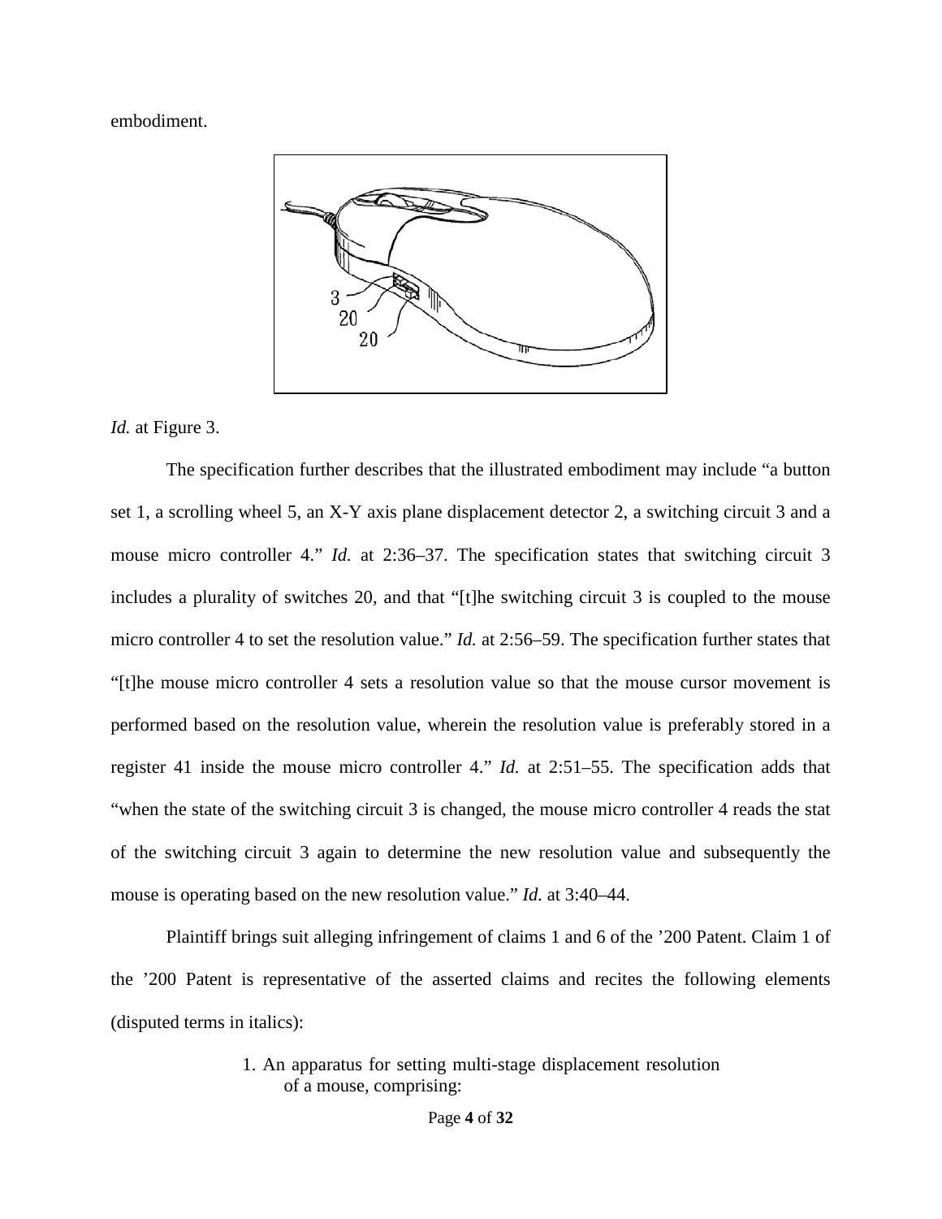embodiment.

*Id.* at Figure 3.

The specification further describes that the illustrated embodiment may include "a button set 1, a scrolling wheel 5, an X-Y axis plane displacement detector 2, a switching circuit 3 and a mouse micro controller 4." *Id.* at 2:36–37. The specification states that switching circuit 3 includes a plurality of switches 20, and that "[t]he switching circuit 3 is coupled to the mouse micro controller 4 to set the resolution value." *Id.* at 2:56–59. The specification further states that "[t]he mouse micro controller 4 sets a resolution value so that the mouse cursor movement is performed based on the resolution value, wherein the resolution value is preferably stored in a register 41 inside the mouse micro controller 4." *Id.* at 2:51–55. The specification adds that "when the state of the switching circuit 3 is changed, the mouse micro controller 4 reads the stat of the switching circuit 3 again to determine the new resolution value and subsequently the mouse is operating based on the new resolution value." *Id.* at 3:40–44.

Plaintiff brings suit alleging infringement of claims 1 and 6 of the '200 Patent. Claim 1 of the '200 Patent is representative of the asserted claims and recites the following elements (disputed terms in italics):

> 1. An apparatus for setting multi-stage displacement resolution of a mouse, comprising: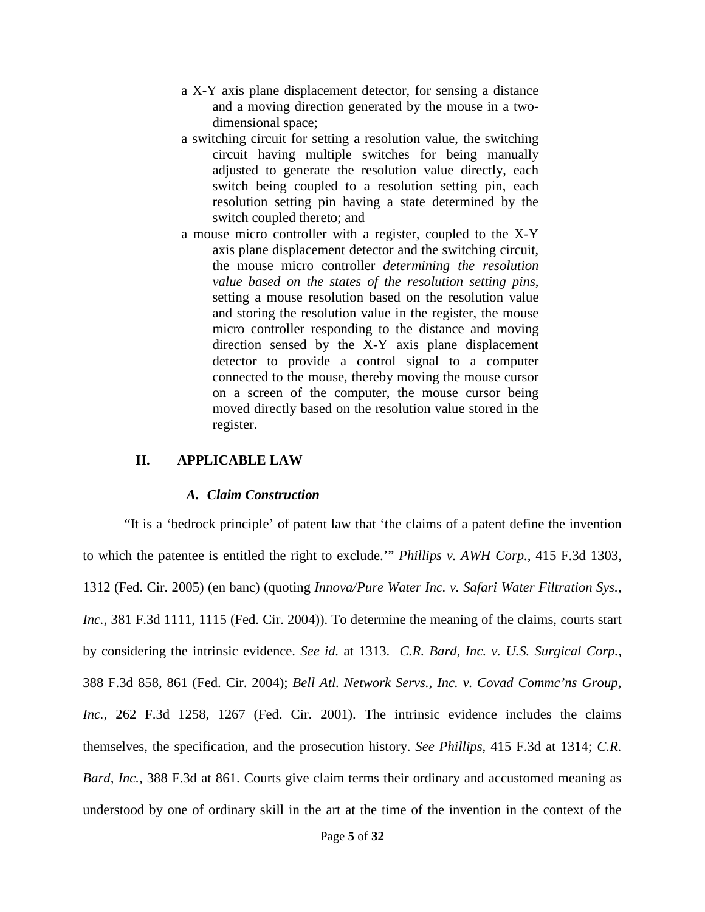> a X-Y axis plane displacement detector, for sensing a distance and a moving direction generated by the mouse in a two-dimensional space;
>
> a switching circuit for setting a resolution value, the switching circuit having multiple switches for being manually adjusted to generate the resolution value directly, each switch being coupled to a resolution setting pin, each resolution setting pin having a state determined by the switch coupled thereto; and
>
> a mouse micro controller with a register, coupled to the X-Y axis plane displacement detector and the switching circuit, the mouse micro controller *determining the resolution value based on the states of the resolution setting pins*, setting a mouse resolution based on the resolution value and storing the resolution value in the register, the mouse micro controller responding to the distance and moving direction sensed by the X-Y axis plane displacement detector to provide a control signal to a computer connected to the mouse, thereby moving the mouse cursor on a screen of the computer, the mouse cursor being moved directly based on the resolution value stored in the register.

## II. APPLICABLE LAW

### *A. Claim Construction*

"It is a 'bedrock principle' of patent law that 'the claims of a patent define the invention to which the patentee is entitled the right to exclude.'" *Phillips v. AWH Corp.*, 415 F.3d 1303, 1312 (Fed. Cir. 2005) (en banc) (quoting *Innova/Pure Water Inc. v. Safari Water Filtration Sys., Inc.*, 381 F.3d 1111, 1115 (Fed. Cir. 2004)). To determine the meaning of the claims, courts start by considering the intrinsic evidence. *See id.* at 1313. *C.R. Bard, Inc. v. U.S. Surgical Corp.*, 388 F.3d 858, 861 (Fed. Cir. 2004); *Bell Atl. Network Servs., Inc. v. Covad Commc'ns Group, Inc.*, 262 F.3d 1258, 1267 (Fed. Cir. 2001). The intrinsic evidence includes the claims themselves, the specification, and the prosecution history. *See Phillips*, 415 F.3d at 1314; *C.R. Bard, Inc.*, 388 F.3d at 861. Courts give claim terms their ordinary and accustomed meaning as understood by one of ordinary skill in the art at the time of the invention in the context of the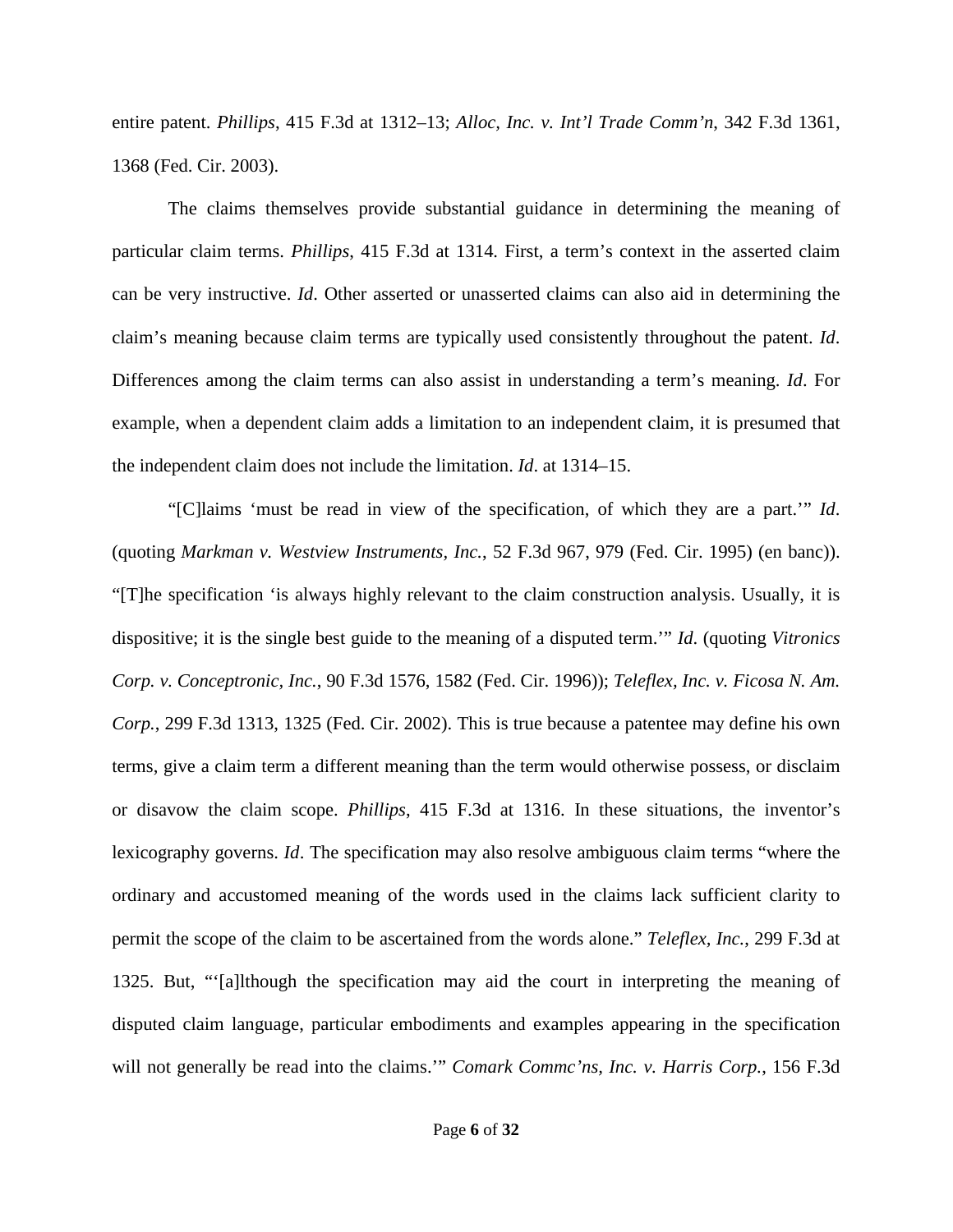entire patent. *Phillips*, 415 F.3d at 1312–13; *Alloc, Inc. v. Int'l Trade Comm'n*, 342 F.3d 1361, 1368 (Fed. Cir. 2003).

The claims themselves provide substantial guidance in determining the meaning of particular claim terms. *Phillips*, 415 F.3d at 1314. First, a term's context in the asserted claim can be very instructive. *Id*. Other asserted or unasserted claims can also aid in determining the claim's meaning because claim terms are typically used consistently throughout the patent. *Id*. Differences among the claim terms can also assist in understanding a term's meaning. *Id*. For example, when a dependent claim adds a limitation to an independent claim, it is presumed that the independent claim does not include the limitation. *Id*. at 1314–15.

"[C]laims 'must be read in view of the specification, of which they are a part.'" *Id*. (quoting *Markman v. Westview Instruments, Inc.*, 52 F.3d 967, 979 (Fed. Cir. 1995) (en banc)). "[T]he specification 'is always highly relevant to the claim construction analysis. Usually, it is dispositive; it is the single best guide to the meaning of a disputed term.'" *Id*. (quoting *Vitronics Corp. v. Conceptronic, Inc.*, 90 F.3d 1576, 1582 (Fed. Cir. 1996)); *Teleflex, Inc. v. Ficosa N. Am. Corp.*, 299 F.3d 1313, 1325 (Fed. Cir. 2002). This is true because a patentee may define his own terms, give a claim term a different meaning than the term would otherwise possess, or disclaim or disavow the claim scope. *Phillips*, 415 F.3d at 1316. In these situations, the inventor's lexicography governs. *Id*. The specification may also resolve ambiguous claim terms "where the ordinary and accustomed meaning of the words used in the claims lack sufficient clarity to permit the scope of the claim to be ascertained from the words alone." *Teleflex, Inc.*, 299 F.3d at 1325. But, "'[a]lthough the specification may aid the court in interpreting the meaning of disputed claim language, particular embodiments and examples appearing in the specification will not generally be read into the claims.'" *Comark Commc'ns, Inc. v. Harris Corp.*, 156 F.3d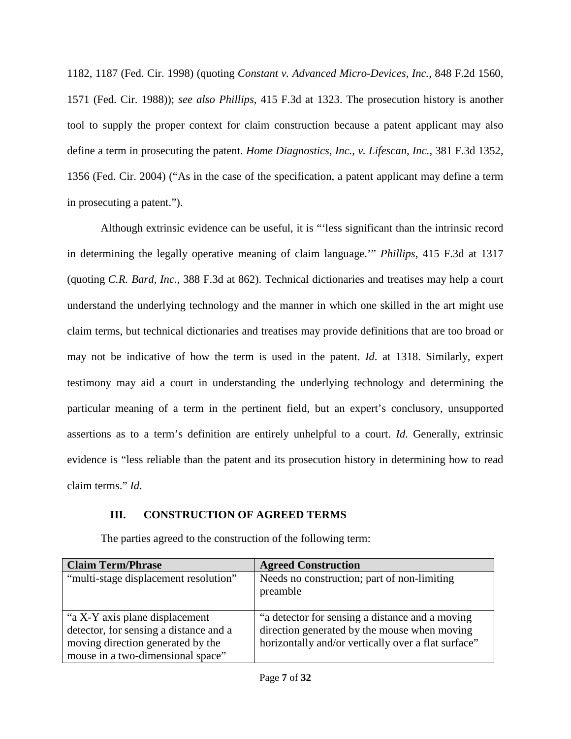1182, 1187 (Fed. Cir. 1998) (quoting *Constant v. Advanced Micro-Devices, Inc.*, 848 F.2d 1560, 1571 (Fed. Cir. 1988)); *see also Phillips*, 415 F.3d at 1323. The prosecution history is another tool to supply the proper context for claim construction because a patent applicant may also define a term in prosecuting the patent. *Home Diagnostics, Inc., v. Lifescan, Inc.*, 381 F.3d 1352, 1356 (Fed. Cir. 2004) ("As in the case of the specification, a patent applicant may define a term in prosecuting a patent.").

Although extrinsic evidence can be useful, it is "'less significant than the intrinsic record in determining the legally operative meaning of claim language.'" *Phillips*, 415 F.3d at 1317 (quoting *C.R. Bard, Inc.*, 388 F.3d at 862). Technical dictionaries and treatises may help a court understand the underlying technology and the manner in which one skilled in the art might use claim terms, but technical dictionaries and treatises may provide definitions that are too broad or may not be indicative of how the term is used in the patent. *Id*. at 1318. Similarly, expert testimony may aid a court in understanding the underlying technology and determining the particular meaning of a term in the pertinent field, but an expert's conclusory, unsupported assertions as to a term's definition are entirely unhelpful to a court. *Id*. Generally, extrinsic evidence is "less reliable than the patent and its prosecution history in determining how to read claim terms." *Id*.

## III. CONSTRUCTION OF AGREED TERMS

The parties agreed to the construction of the following term:

| Claim Term/Phrase | Agreed Construction |
|---|---|
| "multi-stage displacement resolution" | Needs no construction; part of non-limiting preamble |
| "a X-Y axis plane displacement detector, for sensing a distance and a moving direction generated by the mouse in a two-dimensional space" | "a detector for sensing a distance and a moving direction generated by the mouse when moving horizontally and/or vertically over a flat surface" |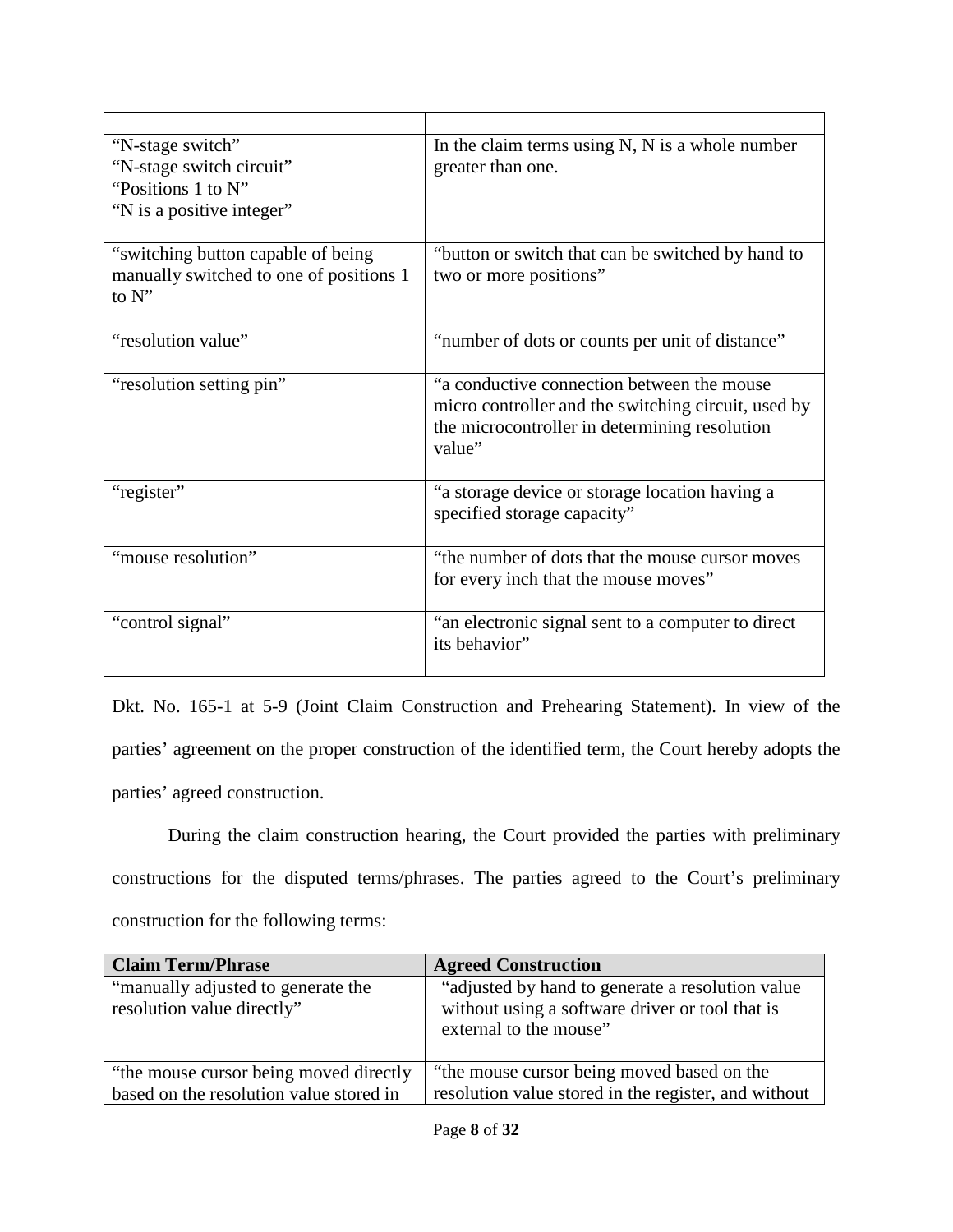| | |
|---|---|
| "N-stage switch"<br>"N-stage switch circuit"<br>"Positions 1 to N"<br>"N is a positive integer" | In the claim terms using N, N is a whole number greater than one. |
| "switching button capable of being manually switched to one of positions 1 to N" | "button or switch that can be switched by hand to two or more positions" |
| "resolution value" | "number of dots or counts per unit of distance" |
| "resolution setting pin" | "a conductive connection between the mouse micro controller and the switching circuit, used by the microcontroller in determining resolution value" |
| "register" | "a storage device or storage location having a specified storage capacity" |
| "mouse resolution" | "the number of dots that the mouse cursor moves for every inch that the mouse moves" |
| "control signal" | "an electronic signal sent to a computer to direct its behavior" |

Dkt. No. 165-1 at 5-9 (Joint Claim Construction and Prehearing Statement). In view of the parties' agreement on the proper construction of the identified term, the Court hereby adopts the parties' agreed construction.

During the claim construction hearing, the Court provided the parties with preliminary constructions for the disputed terms/phrases. The parties agreed to the Court's preliminary construction for the following terms:

| Claim Term/Phrase | Agreed Construction |
|---|---|
| "manually adjusted to generate the resolution value directly" | "adjusted by hand to generate a resolution value without using a software driver or tool that is external to the mouse" |
| "the mouse cursor being moved directly based on the resolution value stored in | "the mouse cursor being moved based on the resolution value stored in the register, and without |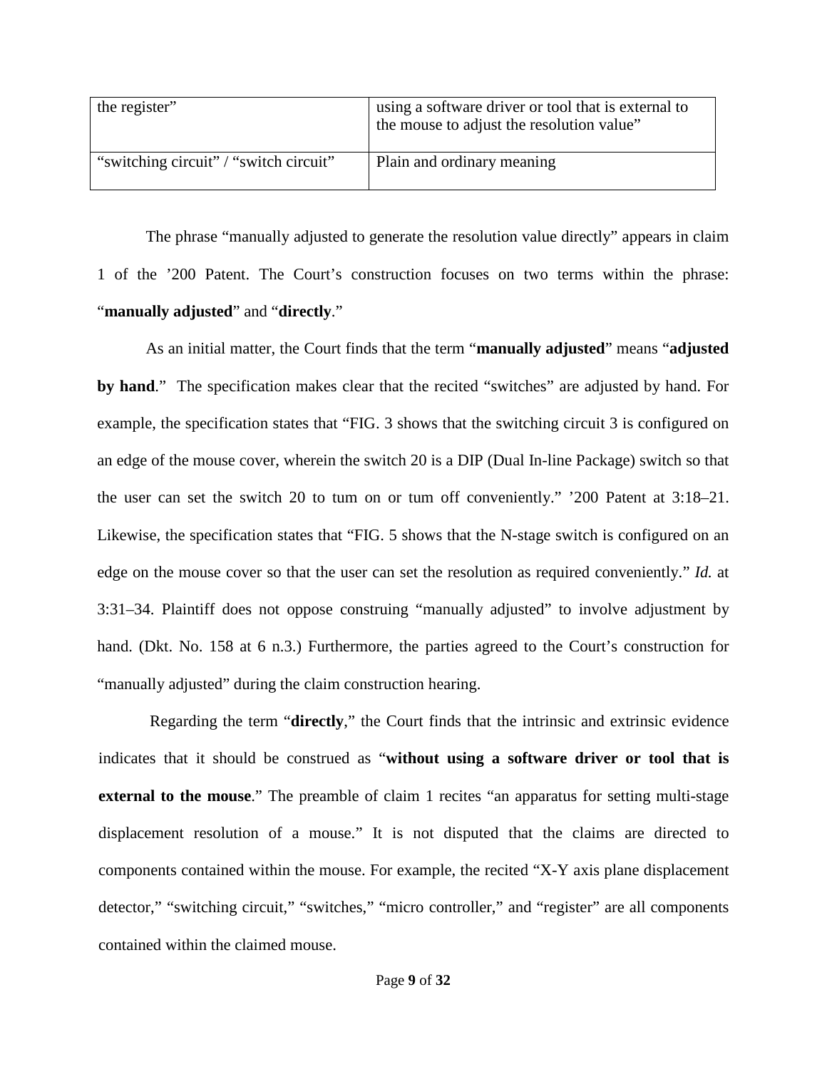| | |
|---|---|
| the register" | using a software driver or tool that is external to the mouse to adjust the resolution value" |
| "switching circuit" / "switch circuit" | Plain and ordinary meaning |

The phrase "manually adjusted to generate the resolution value directly" appears in claim 1 of the '200 Patent. The Court's construction focuses on two terms within the phrase: "**manually adjusted**" and "**directly**."

As an initial matter, the Court finds that the term "**manually adjusted**" means "**adjusted by hand**." The specification makes clear that the recited "switches" are adjusted by hand. For example, the specification states that "FIG. 3 shows that the switching circuit 3 is configured on an edge of the mouse cover, wherein the switch 20 is a DIP (Dual In-line Package) switch so that the user can set the switch 20 to tum on or tum off conveniently." '200 Patent at 3:18–21. Likewise, the specification states that "FIG. 5 shows that the N-stage switch is configured on an edge on the mouse cover so that the user can set the resolution as required conveniently." *Id.* at 3:31–34. Plaintiff does not oppose construing "manually adjusted" to involve adjustment by hand. (Dkt. No. 158 at 6 n.3.) Furthermore, the parties agreed to the Court's construction for "manually adjusted" during the claim construction hearing.

Regarding the term "**directly**," the Court finds that the intrinsic and extrinsic evidence indicates that it should be construed as "**without using a software driver or tool that is external to the mouse**." The preamble of claim 1 recites "an apparatus for setting multi-stage displacement resolution of a mouse." It is not disputed that the claims are directed to components contained within the mouse. For example, the recited "X-Y axis plane displacement detector," "switching circuit," "switches," "micro controller," and "register" are all components contained within the claimed mouse.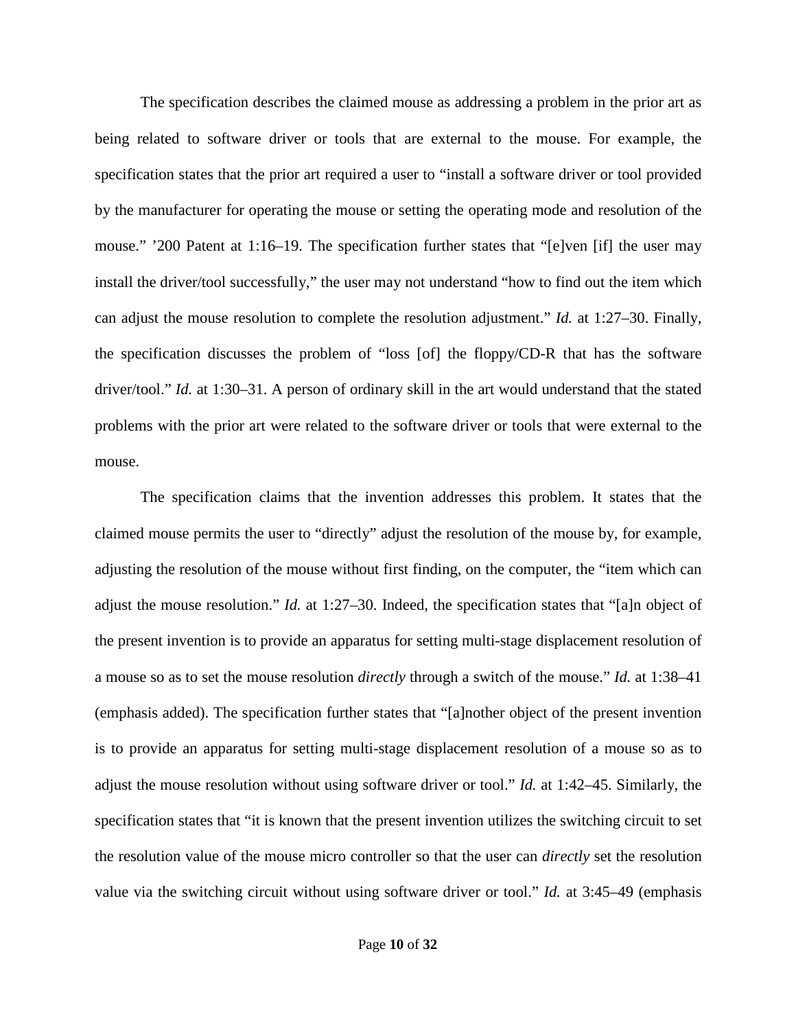The specification describes the claimed mouse as addressing a problem in the prior art as being related to software driver or tools that are external to the mouse. For example, the specification states that the prior art required a user to "install a software driver or tool provided by the manufacturer for operating the mouse or setting the operating mode and resolution of the mouse." '200 Patent at 1:16–19. The specification further states that "[e]ven [if] the user may install the driver/tool successfully," the user may not understand "how to find out the item which can adjust the mouse resolution to complete the resolution adjustment." *Id.* at 1:27–30. Finally, the specification discusses the problem of "loss [of] the floppy/CD-R that has the software driver/tool." *Id.* at 1:30–31. A person of ordinary skill in the art would understand that the stated problems with the prior art were related to the software driver or tools that were external to the mouse.

The specification claims that the invention addresses this problem. It states that the claimed mouse permits the user to "directly" adjust the resolution of the mouse by, for example, adjusting the resolution of the mouse without first finding, on the computer, the "item which can adjust the mouse resolution." *Id.* at 1:27–30. Indeed, the specification states that "[a]n object of the present invention is to provide an apparatus for setting multi-stage displacement resolution of a mouse so as to set the mouse resolution *directly* through a switch of the mouse." *Id.* at 1:38–41 (emphasis added). The specification further states that "[a]nother object of the present invention is to provide an apparatus for setting multi-stage displacement resolution of a mouse so as to adjust the mouse resolution without using software driver or tool." *Id.* at 1:42–45. Similarly, the specification states that "it is known that the present invention utilizes the switching circuit to set the resolution value of the mouse micro controller so that the user can *directly* set the resolution value via the switching circuit without using software driver or tool." *Id.* at 3:45–49 (emphasis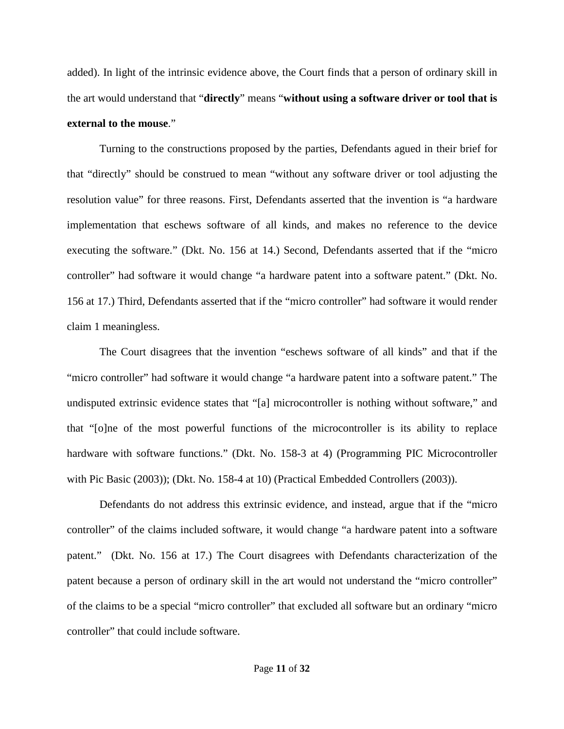added). In light of the intrinsic evidence above, the Court finds that a person of ordinary skill in the art would understand that "**directly**" means "**without using a software driver or tool that is external to the mouse**."

Turning to the constructions proposed by the parties, Defendants agued in their brief for that "directly" should be construed to mean "without any software driver or tool adjusting the resolution value" for three reasons. First, Defendants asserted that the invention is "a hardware implementation that eschews software of all kinds, and makes no reference to the device executing the software." (Dkt. No. 156 at 14.) Second, Defendants asserted that if the "micro controller" had software it would change "a hardware patent into a software patent." (Dkt. No. 156 at 17.) Third, Defendants asserted that if the "micro controller" had software it would render claim 1 meaningless.

The Court disagrees that the invention "eschews software of all kinds" and that if the "micro controller" had software it would change "a hardware patent into a software patent." The undisputed extrinsic evidence states that "[a] microcontroller is nothing without software," and that "[o]ne of the most powerful functions of the microcontroller is its ability to replace hardware with software functions." (Dkt. No. 158-3 at 4) (Programming PIC Microcontroller with Pic Basic (2003)); (Dkt. No. 158-4 at 10) (Practical Embedded Controllers (2003)).

Defendants do not address this extrinsic evidence, and instead, argue that if the "micro controller" of the claims included software, it would change "a hardware patent into a software patent." (Dkt. No. 156 at 17.) The Court disagrees with Defendants characterization of the patent because a person of ordinary skill in the art would not understand the "micro controller" of the claims to be a special "micro controller" that excluded all software but an ordinary "micro controller" that could include software.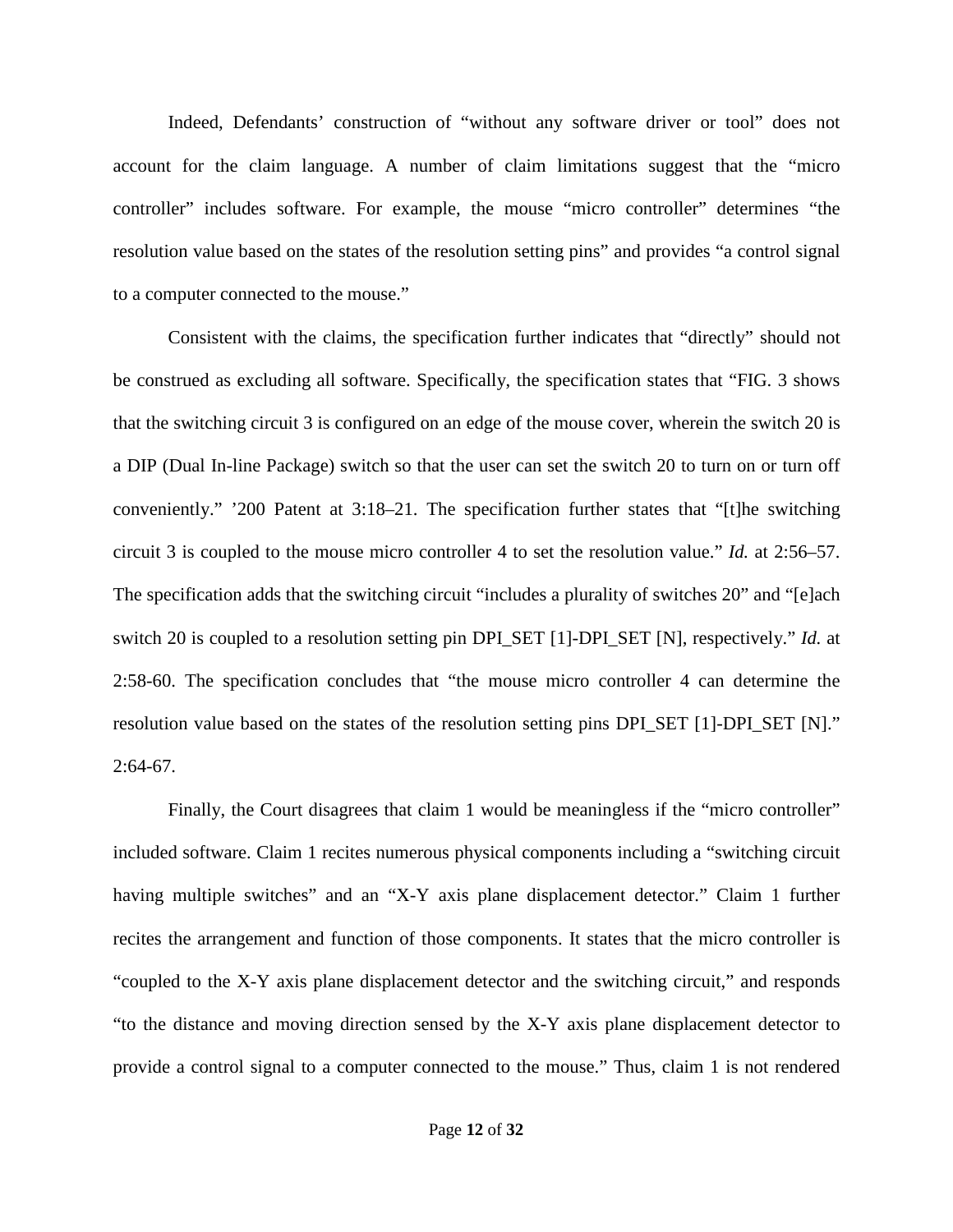Indeed, Defendants' construction of "without any software driver or tool" does not account for the claim language. A number of claim limitations suggest that the "micro controller" includes software. For example, the mouse "micro controller" determines "the resolution value based on the states of the resolution setting pins" and provides "a control signal to a computer connected to the mouse."

Consistent with the claims, the specification further indicates that "directly" should not be construed as excluding all software. Specifically, the specification states that "FIG. 3 shows that the switching circuit 3 is configured on an edge of the mouse cover, wherein the switch 20 is a DIP (Dual In-line Package) switch so that the user can set the switch 20 to turn on or turn off conveniently." '200 Patent at 3:18–21. The specification further states that "[t]he switching circuit 3 is coupled to the mouse micro controller 4 to set the resolution value." *Id.* at 2:56–57. The specification adds that the switching circuit "includes a plurality of switches 20" and "[e]ach switch 20 is coupled to a resolution setting pin DPI_SET [1]-DPI_SET [N], respectively." *Id.* at 2:58-60. The specification concludes that "the mouse micro controller 4 can determine the resolution value based on the states of the resolution setting pins DPI_SET [1]-DPI_SET [N]." 2:64-67.

Finally, the Court disagrees that claim 1 would be meaningless if the "micro controller" included software. Claim 1 recites numerous physical components including a "switching circuit having multiple switches" and an "X-Y axis plane displacement detector." Claim 1 further recites the arrangement and function of those components. It states that the micro controller is "coupled to the X-Y axis plane displacement detector and the switching circuit," and responds "to the distance and moving direction sensed by the X-Y axis plane displacement detector to provide a control signal to a computer connected to the mouse." Thus, claim 1 is not rendered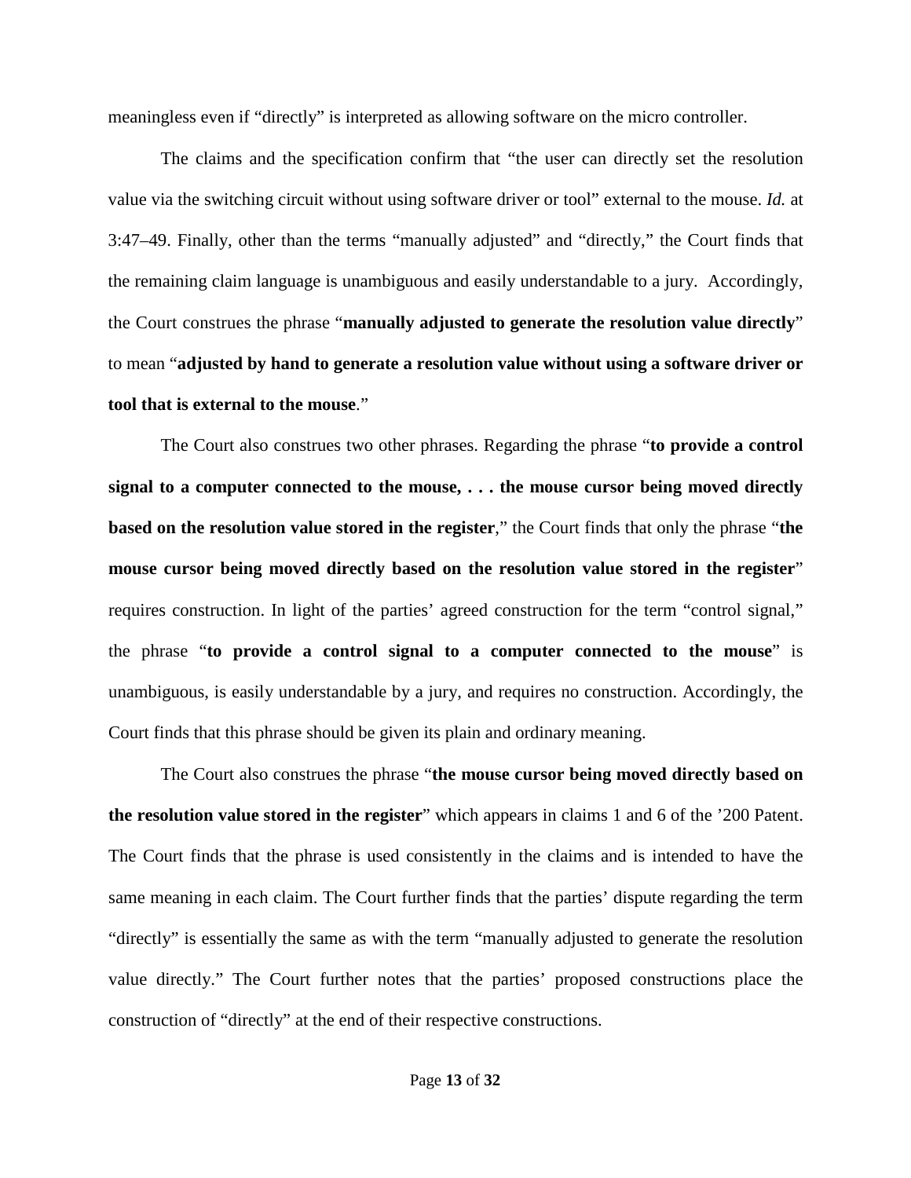meaningless even if "directly" is interpreted as allowing software on the micro controller.

The claims and the specification confirm that "the user can directly set the resolution value via the switching circuit without using software driver or tool" external to the mouse. *Id.* at 3:47–49. Finally, other than the terms "manually adjusted" and "directly," the Court finds that the remaining claim language is unambiguous and easily understandable to a jury. Accordingly, the Court construes the phrase "**manually adjusted to generate the resolution value directly**" to mean "**adjusted by hand to generate a resolution value without using a software driver or tool that is external to the mouse**."

The Court also construes two other phrases. Regarding the phrase "**to provide a control signal to a computer connected to the mouse, . . . the mouse cursor being moved directly based on the resolution value stored in the register**," the Court finds that only the phrase "**the mouse cursor being moved directly based on the resolution value stored in the register**" requires construction. In light of the parties' agreed construction for the term "control signal," the phrase "**to provide a control signal to a computer connected to the mouse**" is unambiguous, is easily understandable by a jury, and requires no construction. Accordingly, the Court finds that this phrase should be given its plain and ordinary meaning.

The Court also construes the phrase "**the mouse cursor being moved directly based on the resolution value stored in the register**" which appears in claims 1 and 6 of the '200 Patent. The Court finds that the phrase is used consistently in the claims and is intended to have the same meaning in each claim. The Court further finds that the parties' dispute regarding the term "directly" is essentially the same as with the term "manually adjusted to generate the resolution value directly." The Court further notes that the parties' proposed constructions place the construction of "directly" at the end of their respective constructions.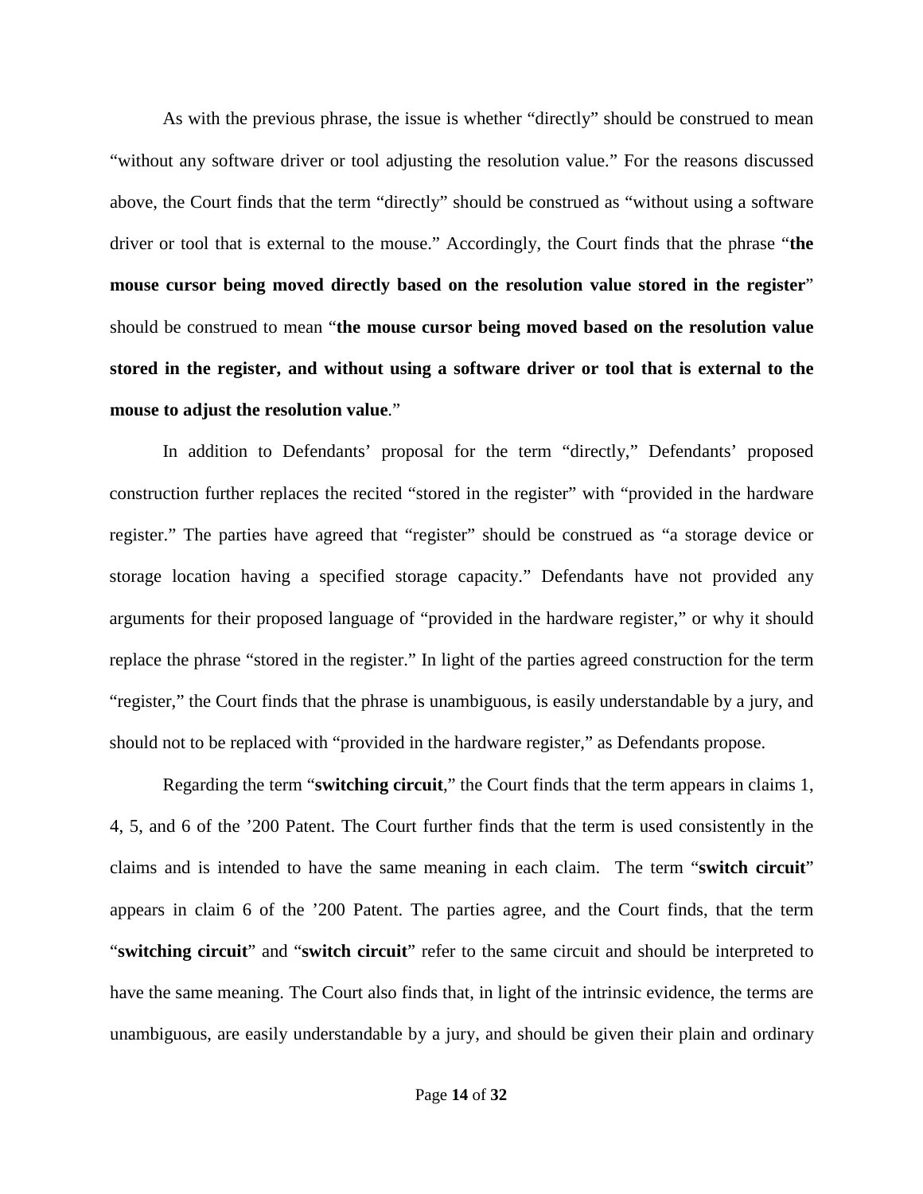As with the previous phrase, the issue is whether "directly" should be construed to mean "without any software driver or tool adjusting the resolution value." For the reasons discussed above, the Court finds that the term "directly" should be construed as "without using a software driver or tool that is external to the mouse." Accordingly, the Court finds that the phrase "**the mouse cursor being moved directly based on the resolution value stored in the register**" should be construed to mean "**the mouse cursor being moved based on the resolution value stored in the register, and without using a software driver or tool that is external to the mouse to adjust the resolution value**."

In addition to Defendants' proposal for the term "directly," Defendants' proposed construction further replaces the recited "stored in the register" with "provided in the hardware register." The parties have agreed that "register" should be construed as "a storage device or storage location having a specified storage capacity." Defendants have not provided any arguments for their proposed language of "provided in the hardware register," or why it should replace the phrase "stored in the register." In light of the parties agreed construction for the term "register," the Court finds that the phrase is unambiguous, is easily understandable by a jury, and should not to be replaced with "provided in the hardware register," as Defendants propose.

Regarding the term "**switching circuit**," the Court finds that the term appears in claims 1, 4, 5, and 6 of the '200 Patent. The Court further finds that the term is used consistently in the claims and is intended to have the same meaning in each claim. The term "**switch circuit**" appears in claim 6 of the '200 Patent. The parties agree, and the Court finds, that the term "**switching circuit**" and "**switch circuit**" refer to the same circuit and should be interpreted to have the same meaning. The Court also finds that, in light of the intrinsic evidence, the terms are unambiguous, are easily understandable by a jury, and should be given their plain and ordinary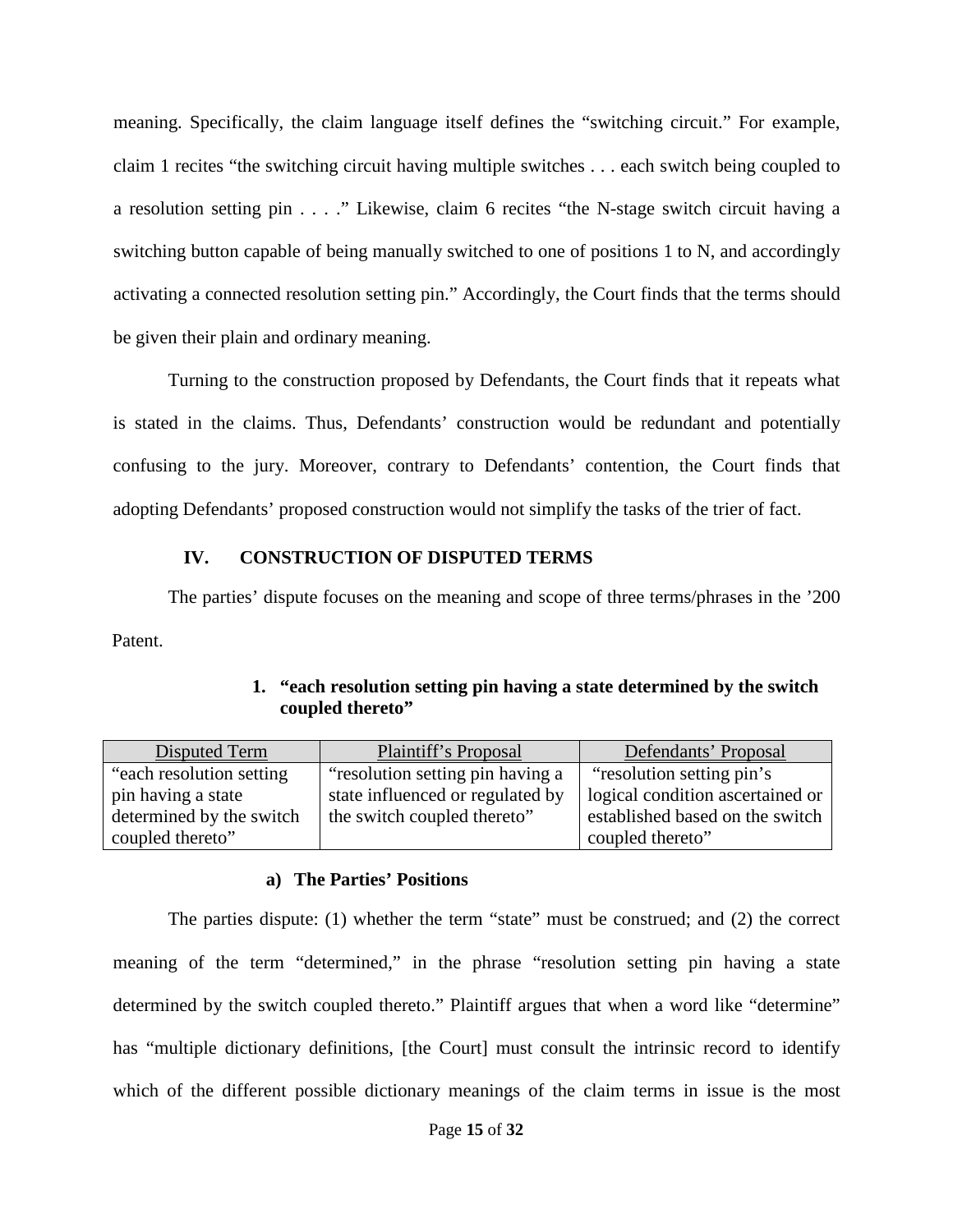meaning. Specifically, the claim language itself defines the "switching circuit." For example, claim 1 recites "the switching circuit having multiple switches . . . each switch being coupled to a resolution setting pin . . . ." Likewise, claim 6 recites "the N-stage switch circuit having a switching button capable of being manually switched to one of positions 1 to N, and accordingly activating a connected resolution setting pin." Accordingly, the Court finds that the terms should be given their plain and ordinary meaning.

Turning to the construction proposed by Defendants, the Court finds that it repeats what is stated in the claims. Thus, Defendants' construction would be redundant and potentially confusing to the jury. Moreover, contrary to Defendants' contention, the Court finds that adopting Defendants' proposed construction would not simplify the tasks of the trier of fact.

## IV. CONSTRUCTION OF DISPUTED TERMS

The parties' dispute focuses on the meaning and scope of three terms/phrases in the '200 Patent.

### 1. "each resolution setting pin having a state determined by the switch coupled thereto"

| Disputed Term | Plaintiff's Proposal | Defendants' Proposal |
|---|---|---|
| "each resolution setting pin having a state determined by the switch coupled thereto" | "resolution setting pin having a state influenced or regulated by the switch coupled thereto" | "resolution setting pin's logical condition ascertained or established based on the switch coupled thereto" |

#### a) The Parties' Positions

The parties dispute: (1) whether the term "state" must be construed; and (2) the correct meaning of the term "determined," in the phrase "resolution setting pin having a state determined by the switch coupled thereto." Plaintiff argues that when a word like "determine" has "multiple dictionary definitions, [the Court] must consult the intrinsic record to identify which of the different possible dictionary meanings of the claim terms in issue is the most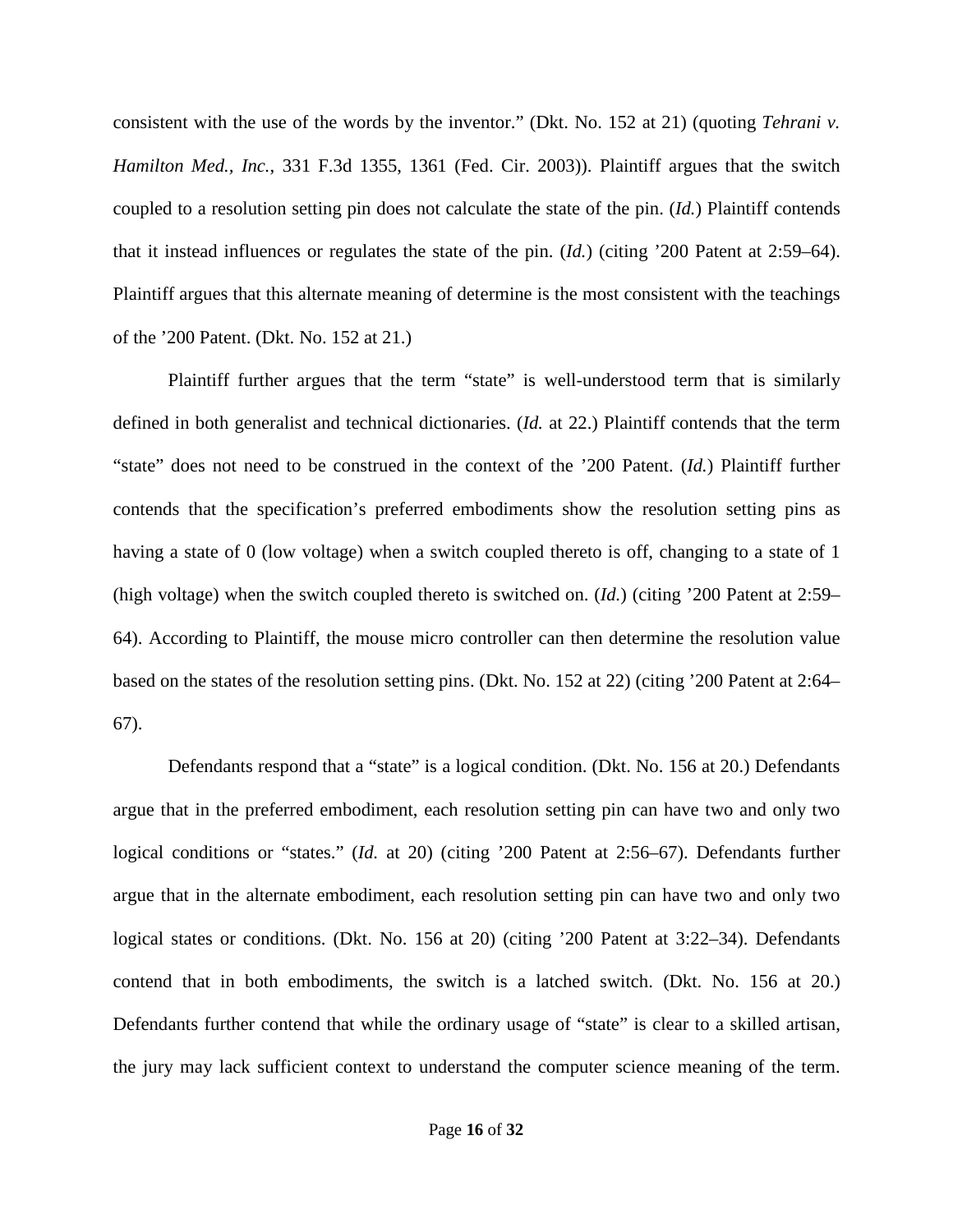consistent with the use of the words by the inventor." (Dkt. No. 152 at 21) (quoting *Tehrani v. Hamilton Med., Inc.*, 331 F.3d 1355, 1361 (Fed. Cir. 2003)). Plaintiff argues that the switch coupled to a resolution setting pin does not calculate the state of the pin. (*Id.*) Plaintiff contends that it instead influences or regulates the state of the pin. (*Id.*) (citing '200 Patent at 2:59–64). Plaintiff argues that this alternate meaning of determine is the most consistent with the teachings of the '200 Patent. (Dkt. No. 152 at 21.)

Plaintiff further argues that the term "state" is well-understood term that is similarly defined in both generalist and technical dictionaries. (*Id.* at 22.) Plaintiff contends that the term "state" does not need to be construed in the context of the '200 Patent. (*Id.*) Plaintiff further contends that the specification's preferred embodiments show the resolution setting pins as having a state of 0 (low voltage) when a switch coupled thereto is off, changing to a state of 1 (high voltage) when the switch coupled thereto is switched on. (*Id.*) (citing '200 Patent at 2:59–64). According to Plaintiff, the mouse micro controller can then determine the resolution value based on the states of the resolution setting pins. (Dkt. No. 152 at 22) (citing '200 Patent at 2:64–67).

Defendants respond that a "state" is a logical condition. (Dkt. No. 156 at 20.) Defendants argue that in the preferred embodiment, each resolution setting pin can have two and only two logical conditions or "states." (*Id.* at 20) (citing '200 Patent at 2:56–67). Defendants further argue that in the alternate embodiment, each resolution setting pin can have two and only two logical states or conditions. (Dkt. No. 156 at 20) (citing '200 Patent at 3:22–34). Defendants contend that in both embodiments, the switch is a latched switch. (Dkt. No. 156 at 20.) Defendants further contend that while the ordinary usage of "state" is clear to a skilled artisan, the jury may lack sufficient context to understand the computer science meaning of the term.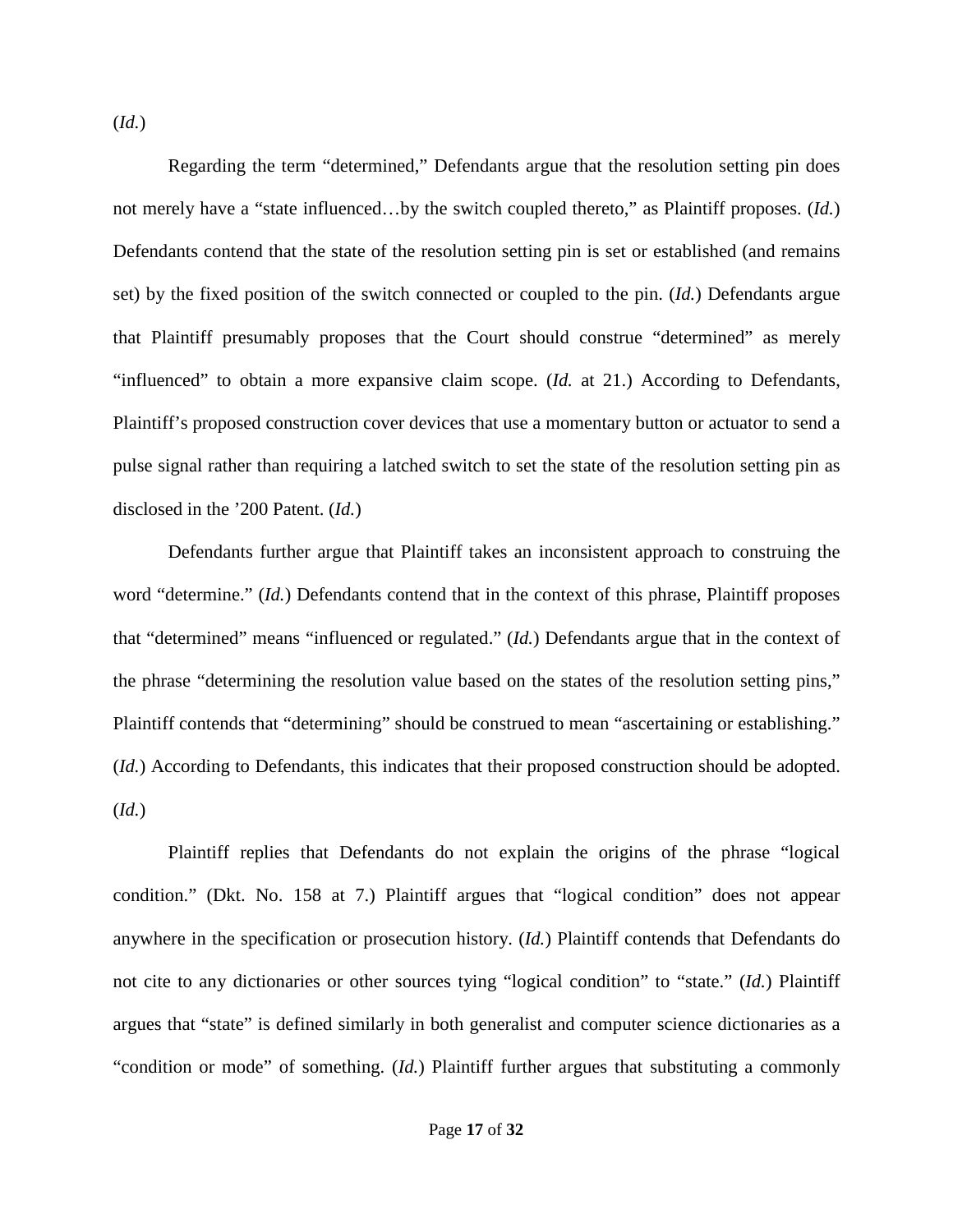(*Id.*)

Regarding the term "determined," Defendants argue that the resolution setting pin does not merely have a "state influenced…by the switch coupled thereto," as Plaintiff proposes. (*Id.*) Defendants contend that the state of the resolution setting pin is set or established (and remains set) by the fixed position of the switch connected or coupled to the pin. (*Id.*) Defendants argue that Plaintiff presumably proposes that the Court should construe "determined" as merely "influenced" to obtain a more expansive claim scope. (*Id.* at 21.) According to Defendants, Plaintiff's proposed construction cover devices that use a momentary button or actuator to send a pulse signal rather than requiring a latched switch to set the state of the resolution setting pin as disclosed in the '200 Patent. (*Id.*)

Defendants further argue that Plaintiff takes an inconsistent approach to construing the word "determine." (*Id.*) Defendants contend that in the context of this phrase, Plaintiff proposes that "determined" means "influenced or regulated." (*Id.*) Defendants argue that in the context of the phrase "determining the resolution value based on the states of the resolution setting pins," Plaintiff contends that "determining" should be construed to mean "ascertaining or establishing." (*Id.*) According to Defendants, this indicates that their proposed construction should be adopted. (*Id.*)

Plaintiff replies that Defendants do not explain the origins of the phrase "logical condition." (Dkt. No. 158 at 7.) Plaintiff argues that "logical condition" does not appear anywhere in the specification or prosecution history. (*Id.*) Plaintiff contends that Defendants do not cite to any dictionaries or other sources tying "logical condition" to "state." (*Id.*) Plaintiff argues that "state" is defined similarly in both generalist and computer science dictionaries as a "condition or mode" of something. (*Id.*) Plaintiff further argues that substituting a commonly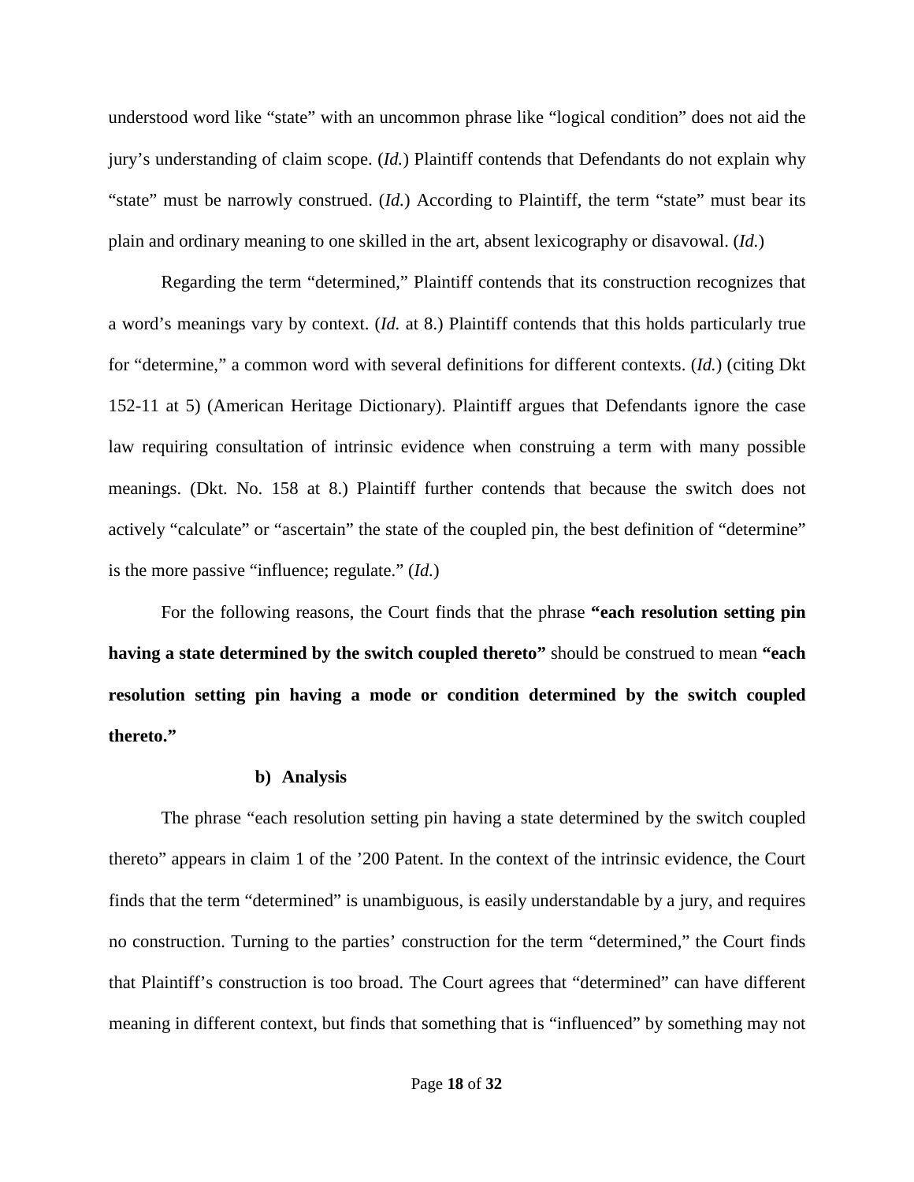understood word like "state" with an uncommon phrase like "logical condition" does not aid the jury's understanding of claim scope. (*Id.*) Plaintiff contends that Defendants do not explain why "state" must be narrowly construed. (*Id.*) According to Plaintiff, the term "state" must bear its plain and ordinary meaning to one skilled in the art, absent lexicography or disavowal. (*Id.*)

Regarding the term "determined," Plaintiff contends that its construction recognizes that a word's meanings vary by context. (*Id.* at 8.) Plaintiff contends that this holds particularly true for "determine," a common word with several definitions for different contexts. (*Id.*) (citing Dkt 152-11 at 5) (American Heritage Dictionary). Plaintiff argues that Defendants ignore the case law requiring consultation of intrinsic evidence when construing a term with many possible meanings. (Dkt. No. 158 at 8.) Plaintiff further contends that because the switch does not actively "calculate" or "ascertain" the state of the coupled pin, the best definition of "determine" is the more passive "influence; regulate." (*Id.*)

For the following reasons, the Court finds that the phrase **"each resolution setting pin having a state determined by the switch coupled thereto"** should be construed to mean **"each resolution setting pin having a mode or condition determined by the switch coupled thereto."**

**b) Analysis**

The phrase "each resolution setting pin having a state determined by the switch coupled thereto" appears in claim 1 of the '200 Patent. In the context of the intrinsic evidence, the Court finds that the term "determined" is unambiguous, is easily understandable by a jury, and requires no construction. Turning to the parties' construction for the term "determined," the Court finds that Plaintiff's construction is too broad. The Court agrees that "determined" can have different meaning in different context, but finds that something that is "influenced" by something may not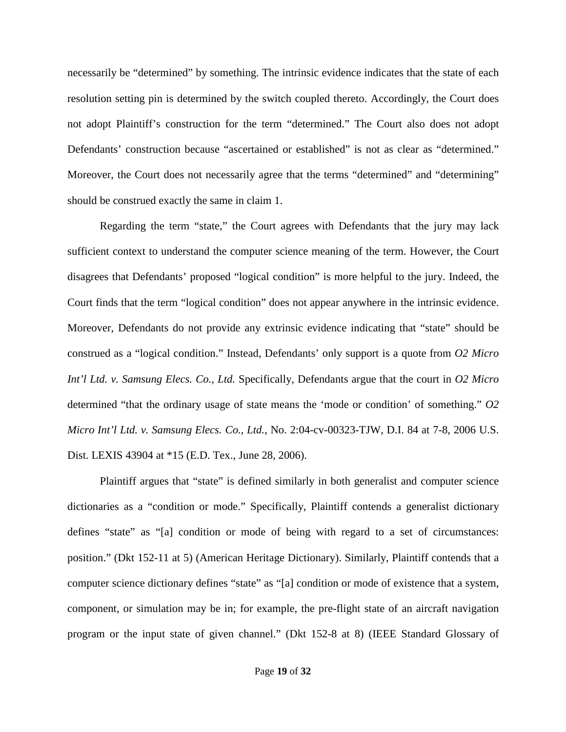necessarily be "determined" by something. The intrinsic evidence indicates that the state of each resolution setting pin is determined by the switch coupled thereto. Accordingly, the Court does not adopt Plaintiff's construction for the term "determined." The Court also does not adopt Defendants' construction because "ascertained or established" is not as clear as "determined." Moreover, the Court does not necessarily agree that the terms "determined" and "determining" should be construed exactly the same in claim 1.

Regarding the term "state," the Court agrees with Defendants that the jury may lack sufficient context to understand the computer science meaning of the term. However, the Court disagrees that Defendants' proposed "logical condition" is more helpful to the jury. Indeed, the Court finds that the term "logical condition" does not appear anywhere in the intrinsic evidence. Moreover, Defendants do not provide any extrinsic evidence indicating that "state" should be construed as a "logical condition." Instead, Defendants' only support is a quote from *O2 Micro Int'l Ltd. v. Samsung Elecs. Co., Ltd.* Specifically, Defendants argue that the court in *O2 Micro* determined "that the ordinary usage of state means the 'mode or condition' of something." *O2 Micro Int'l Ltd. v. Samsung Elecs. Co., Ltd.*, No. 2:04-cv-00323-TJW, D.I. 84 at 7-8, 2006 U.S. Dist. LEXIS 43904 at *15 (E.D. Tex., June 28, 2006).

Plaintiff argues that "state" is defined similarly in both generalist and computer science dictionaries as a "condition or mode." Specifically, Plaintiff contends a generalist dictionary defines "state" as "[a] condition or mode of being with regard to a set of circumstances: position." (Dkt 152-11 at 5) (American Heritage Dictionary). Similarly, Plaintiff contends that a computer science dictionary defines "state" as "[a] condition or mode of existence that a system, component, or simulation may be in; for example, the pre-flight state of an aircraft navigation program or the input state of given channel." (Dkt 152-8 at 8) (IEEE Standard Glossary of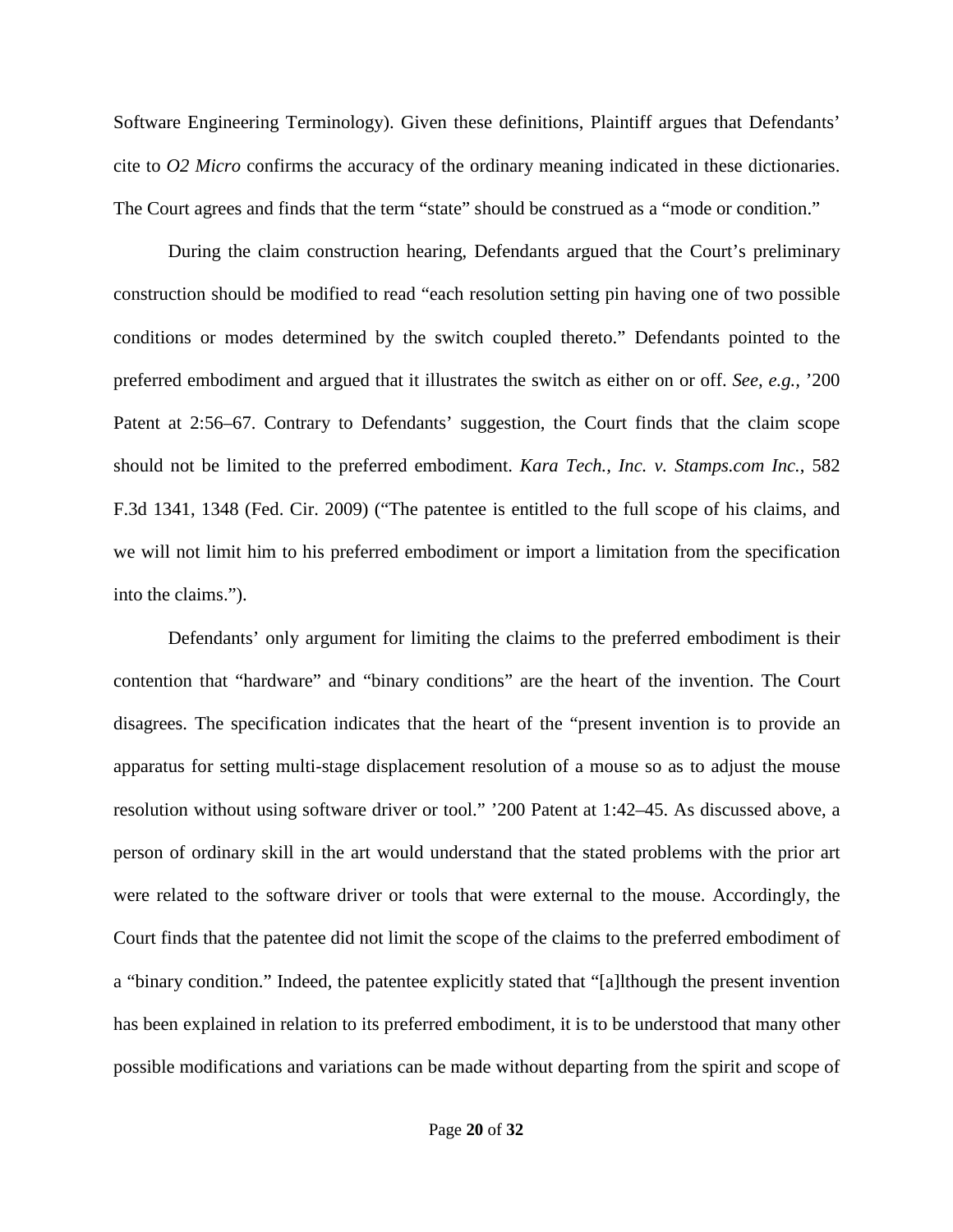Software Engineering Terminology). Given these definitions, Plaintiff argues that Defendants' cite to *O2 Micro* confirms the accuracy of the ordinary meaning indicated in these dictionaries. The Court agrees and finds that the term "state" should be construed as a "mode or condition."

During the claim construction hearing, Defendants argued that the Court's preliminary construction should be modified to read "each resolution setting pin having one of two possible conditions or modes determined by the switch coupled thereto." Defendants pointed to the preferred embodiment and argued that it illustrates the switch as either on or off. *See, e.g.*, '200 Patent at 2:56–67. Contrary to Defendants' suggestion, the Court finds that the claim scope should not be limited to the preferred embodiment. *Kara Tech., Inc. v. Stamps.com Inc.*, 582 F.3d 1341, 1348 (Fed. Cir. 2009) ("The patentee is entitled to the full scope of his claims, and we will not limit him to his preferred embodiment or import a limitation from the specification into the claims.").

Defendants' only argument for limiting the claims to the preferred embodiment is their contention that "hardware" and "binary conditions" are the heart of the invention. The Court disagrees. The specification indicates that the heart of the "present invention is to provide an apparatus for setting multi-stage displacement resolution of a mouse so as to adjust the mouse resolution without using software driver or tool." '200 Patent at 1:42–45. As discussed above, a person of ordinary skill in the art would understand that the stated problems with the prior art were related to the software driver or tools that were external to the mouse. Accordingly, the Court finds that the patentee did not limit the scope of the claims to the preferred embodiment of a "binary condition." Indeed, the patentee explicitly stated that "[a]lthough the present invention has been explained in relation to its preferred embodiment, it is to be understood that many other possible modifications and variations can be made without departing from the spirit and scope of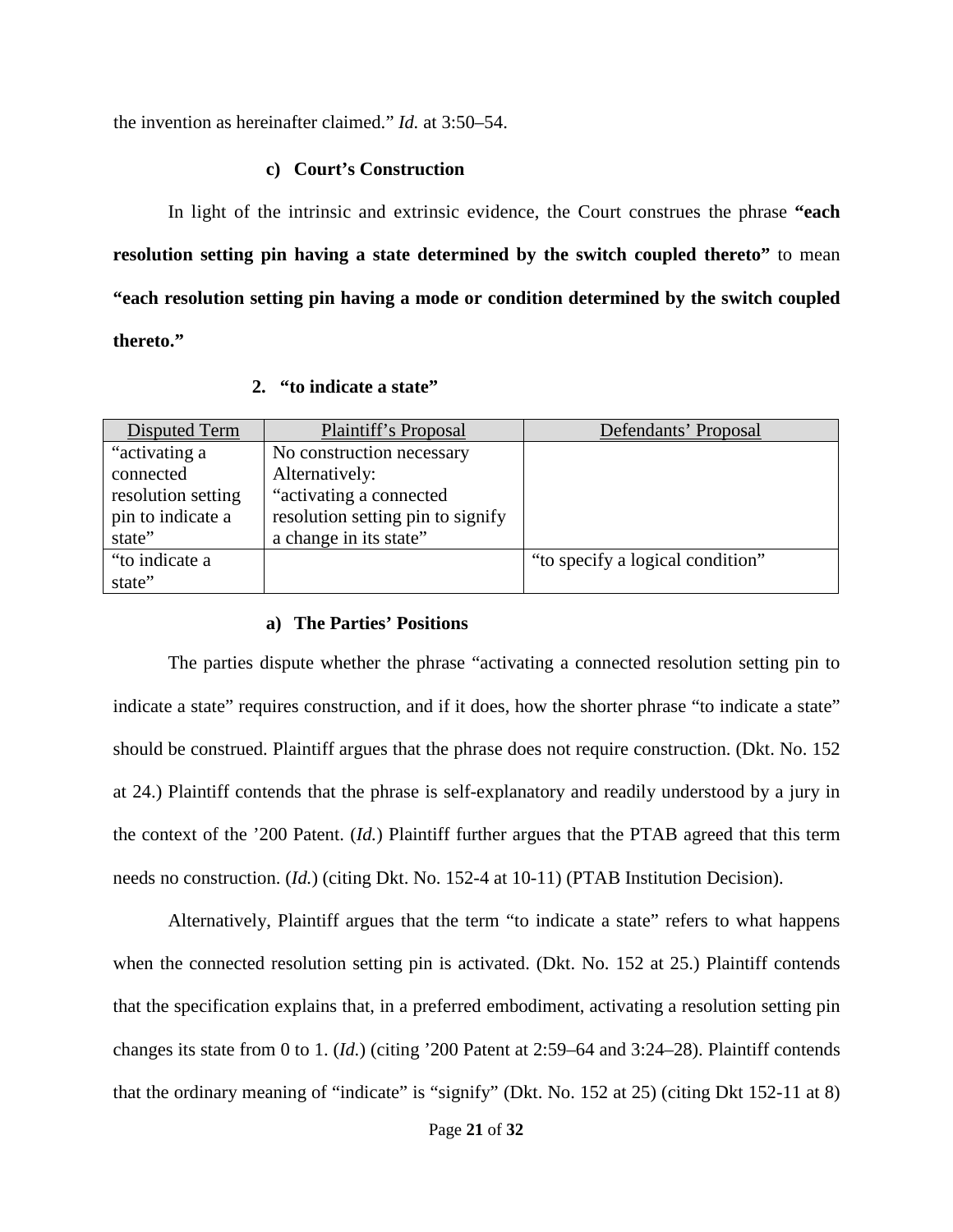the invention as hereinafter claimed." *Id.* at 3:50–54.

#### c) Court's Construction

In light of the intrinsic and extrinsic evidence, the Court construes the phrase **"each resolution setting pin having a state determined by the switch coupled thereto"** to mean **"each resolution setting pin having a mode or condition determined by the switch coupled thereto."**

### 2. "to indicate a state"

| Disputed Term | Plaintiff's Proposal | Defendants' Proposal |
|---|---|---|
| "activating a connected resolution setting pin to indicate a state" | No construction necessary<br>Alternatively:<br>"activating a connected resolution setting pin to signify a change in its state" | |
| "to indicate a state" | | "to specify a logical condition" |

#### a) The Parties' Positions

The parties dispute whether the phrase "activating a connected resolution setting pin to indicate a state" requires construction, and if it does, how the shorter phrase "to indicate a state" should be construed. Plaintiff argues that the phrase does not require construction. (Dkt. No. 152 at 24.) Plaintiff contends that the phrase is self-explanatory and readily understood by a jury in the context of the '200 Patent. (*Id.*) Plaintiff further argues that the PTAB agreed that this term needs no construction. (*Id.*) (citing Dkt. No. 152-4 at 10-11) (PTAB Institution Decision).

Alternatively, Plaintiff argues that the term "to indicate a state" refers to what happens when the connected resolution setting pin is activated. (Dkt. No. 152 at 25.) Plaintiff contends that the specification explains that, in a preferred embodiment, activating a resolution setting pin changes its state from 0 to 1. (*Id.*) (citing '200 Patent at 2:59–64 and 3:24–28). Plaintiff contends that the ordinary meaning of "indicate" is "signify" (Dkt. No. 152 at 25) (citing Dkt 152-11 at 8)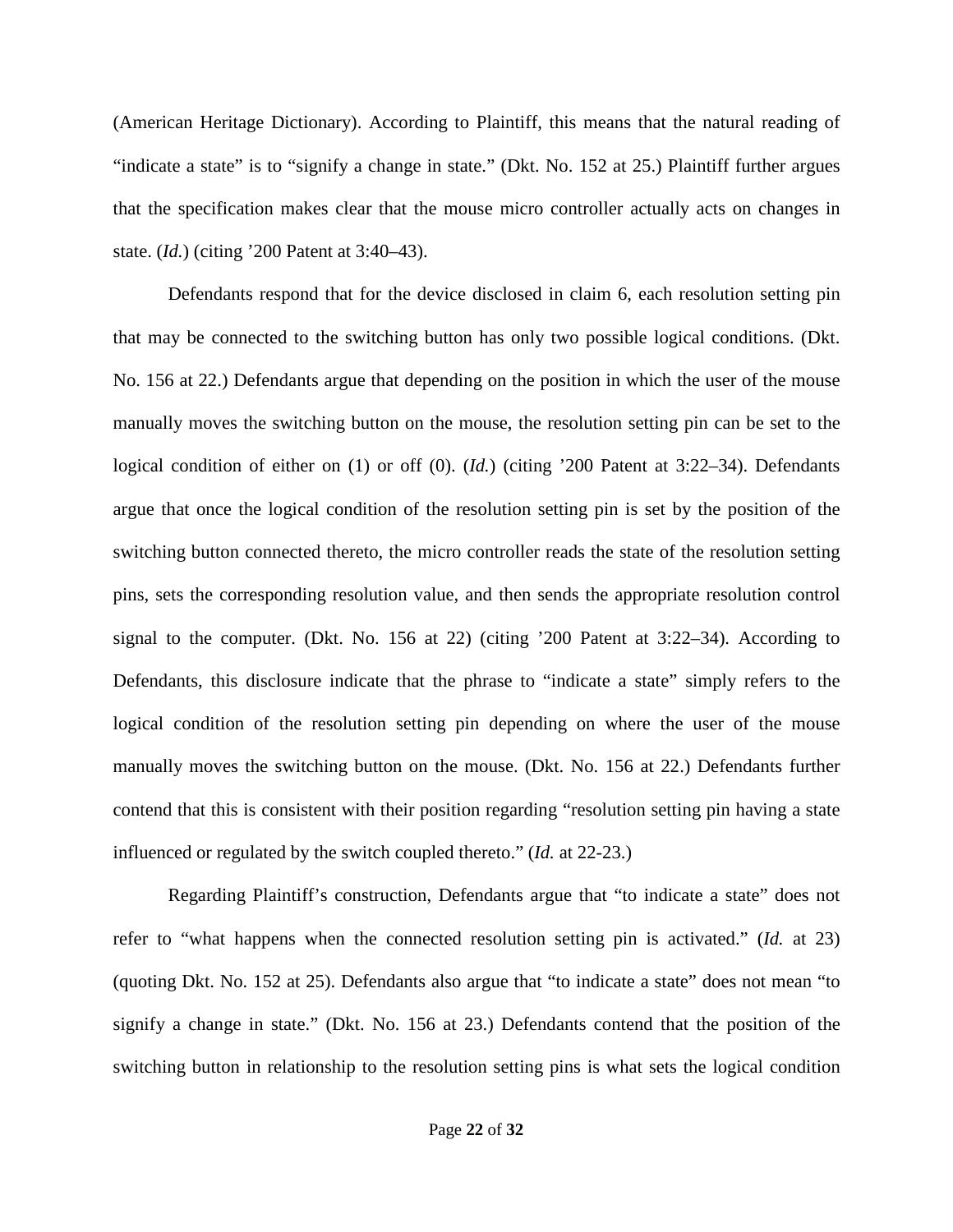(American Heritage Dictionary). According to Plaintiff, this means that the natural reading of "indicate a state" is to "signify a change in state." (Dkt. No. 152 at 25.) Plaintiff further argues that the specification makes clear that the mouse micro controller actually acts on changes in state. (*Id.*) (citing '200 Patent at 3:40–43).

Defendants respond that for the device disclosed in claim 6, each resolution setting pin that may be connected to the switching button has only two possible logical conditions. (Dkt. No. 156 at 22.) Defendants argue that depending on the position in which the user of the mouse manually moves the switching button on the mouse, the resolution setting pin can be set to the logical condition of either on (1) or off (0). (*Id.*) (citing '200 Patent at 3:22–34). Defendants argue that once the logical condition of the resolution setting pin is set by the position of the switching button connected thereto, the micro controller reads the state of the resolution setting pins, sets the corresponding resolution value, and then sends the appropriate resolution control signal to the computer. (Dkt. No. 156 at 22) (citing '200 Patent at 3:22–34). According to Defendants, this disclosure indicate that the phrase to "indicate a state" simply refers to the logical condition of the resolution setting pin depending on where the user of the mouse manually moves the switching button on the mouse. (Dkt. No. 156 at 22.) Defendants further contend that this is consistent with their position regarding "resolution setting pin having a state influenced or regulated by the switch coupled thereto." (*Id.* at 22-23.)

Regarding Plaintiff's construction, Defendants argue that "to indicate a state" does not refer to "what happens when the connected resolution setting pin is activated." (*Id.* at 23) (quoting Dkt. No. 152 at 25). Defendants also argue that "to indicate a state" does not mean "to signify a change in state." (Dkt. No. 156 at 23.) Defendants contend that the position of the switching button in relationship to the resolution setting pins is what sets the logical condition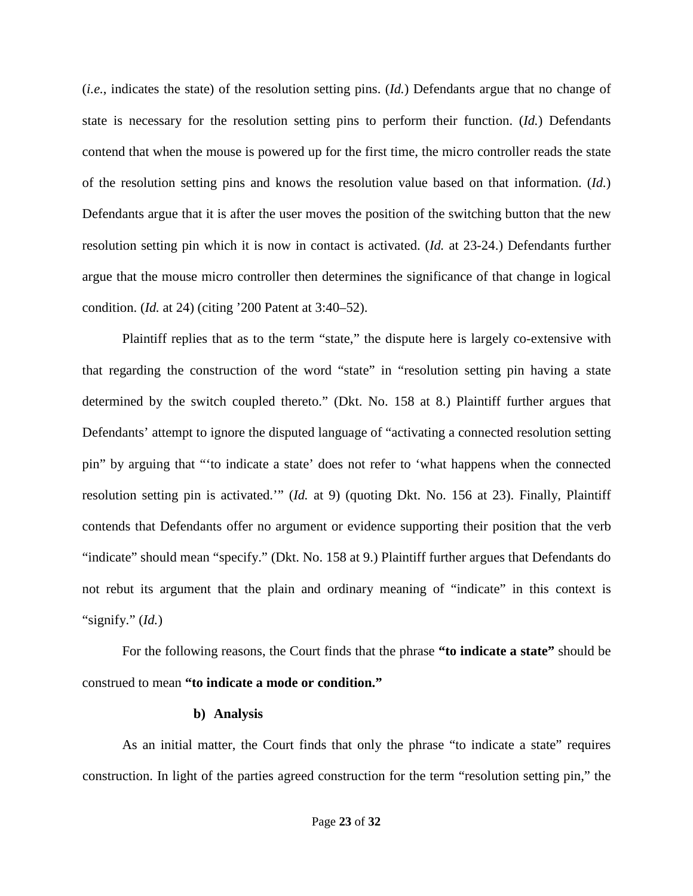(*i.e.*, indicates the state) of the resolution setting pins. (*Id.*) Defendants argue that no change of state is necessary for the resolution setting pins to perform their function. (*Id.*) Defendants contend that when the mouse is powered up for the first time, the micro controller reads the state of the resolution setting pins and knows the resolution value based on that information. (*Id.*) Defendants argue that it is after the user moves the position of the switching button that the new resolution setting pin which it is now in contact is activated. (*Id.* at 23-24.) Defendants further argue that the mouse micro controller then determines the significance of that change in logical condition. (*Id.* at 24) (citing ’200 Patent at 3:40–52).

Plaintiff replies that as to the term “state,” the dispute here is largely co-extensive with that regarding the construction of the word “state” in “resolution setting pin having a state determined by the switch coupled thereto.” (Dkt. No. 158 at 8.) Plaintiff further argues that Defendants’ attempt to ignore the disputed language of “activating a connected resolution setting pin” by arguing that “‘to indicate a state’ does not refer to ‘what happens when the connected resolution setting pin is activated.’” (*Id.* at 9) (quoting Dkt. No. 156 at 23). Finally, Plaintiff contends that Defendants offer no argument or evidence supporting their position that the verb “indicate” should mean “specify.” (Dkt. No. 158 at 9.) Plaintiff further argues that Defendants do not rebut its argument that the plain and ordinary meaning of “indicate” in this context is “signify.” (*Id.*)

For the following reasons, the Court finds that the phrase **“to indicate a state”** should be construed to mean **“to indicate a mode or condition.”**

**b) Analysis**

As an initial matter, the Court finds that only the phrase “to indicate a state” requires construction. In light of the parties agreed construction for the term “resolution setting pin,” the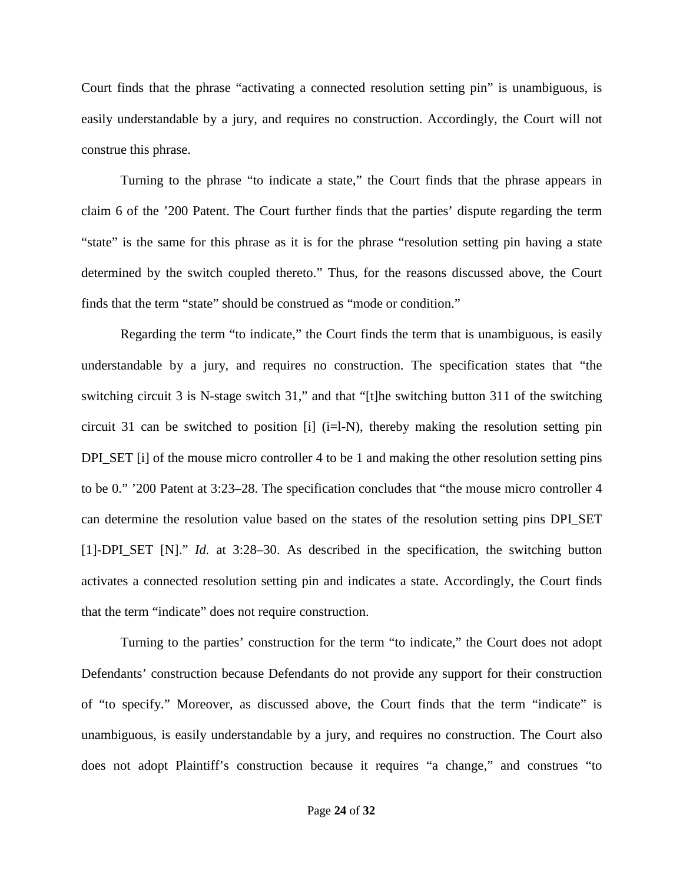Court finds that the phrase "activating a connected resolution setting pin" is unambiguous, is easily understandable by a jury, and requires no construction. Accordingly, the Court will not construe this phrase.

Turning to the phrase "to indicate a state," the Court finds that the phrase appears in claim 6 of the '200 Patent. The Court further finds that the parties' dispute regarding the term "state" is the same for this phrase as it is for the phrase "resolution setting pin having a state determined by the switch coupled thereto." Thus, for the reasons discussed above, the Court finds that the term "state" should be construed as "mode or condition."

Regarding the term "to indicate," the Court finds the term that is unambiguous, is easily understandable by a jury, and requires no construction. The specification states that "the switching circuit 3 is N-stage switch 31," and that "[t]he switching button 311 of the switching circuit 31 can be switched to position [i] (i=l-N), thereby making the resolution setting pin DPI_SET [i] of the mouse micro controller 4 to be 1 and making the other resolution setting pins to be 0." '200 Patent at 3:23–28. The specification concludes that "the mouse micro controller 4 can determine the resolution value based on the states of the resolution setting pins DPI_SET [1]-DPI_SET [N]." *Id.* at 3:28–30. As described in the specification, the switching button activates a connected resolution setting pin and indicates a state. Accordingly, the Court finds that the term "indicate" does not require construction.

Turning to the parties' construction for the term "to indicate," the Court does not adopt Defendants' construction because Defendants do not provide any support for their construction of "to specify." Moreover, as discussed above, the Court finds that the term "indicate" is unambiguous, is easily understandable by a jury, and requires no construction. The Court also does not adopt Plaintiff's construction because it requires "a change," and construes "to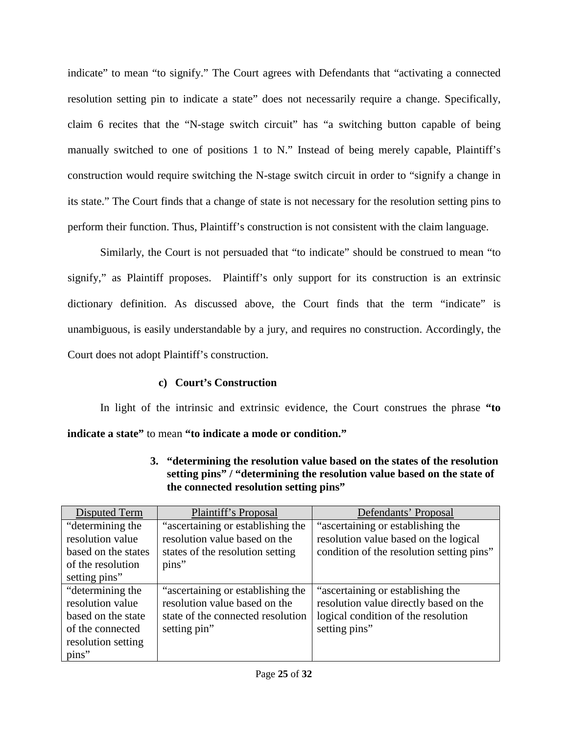indicate" to mean "to signify." The Court agrees with Defendants that "activating a connected resolution setting pin to indicate a state" does not necessarily require a change. Specifically, claim 6 recites that the "N-stage switch circuit" has "a switching button capable of being manually switched to one of positions 1 to N." Instead of being merely capable, Plaintiff's construction would require switching the N-stage switch circuit in order to "signify a change in its state." The Court finds that a change of state is not necessary for the resolution setting pins to perform their function. Thus, Plaintiff's construction is not consistent with the claim language.

Similarly, the Court is not persuaded that "to indicate" should be construed to mean "to signify," as Plaintiff proposes. Plaintiff's only support for its construction is an extrinsic dictionary definition. As discussed above, the Court finds that the term "indicate" is unambiguous, is easily understandable by a jury, and requires no construction. Accordingly, the Court does not adopt Plaintiff's construction.

#### c) Court's Construction

In light of the intrinsic and extrinsic evidence, the Court construes the phrase **"to indicate a state"** to mean **"to indicate a mode or condition."**

### 3. "determining the resolution value based on the states of the resolution setting pins" / "determining the resolution value based on the state of the connected resolution setting pins"

| Disputed Term | Plaintiff's Proposal | Defendants' Proposal |
| --- | --- | --- |
| "determining the resolution value based on the states of the resolution setting pins" | "ascertaining or establishing the resolution value based on the states of the resolution setting pins" | "ascertaining or establishing the resolution value based on the logical condition of the resolution setting pins" |
| "determining the resolution value based on the state of the connected resolution setting pins" | "ascertaining or establishing the resolution value based on the state of the connected resolution setting pin" | "ascertaining or establishing the resolution value directly based on the logical condition of the resolution setting pins" |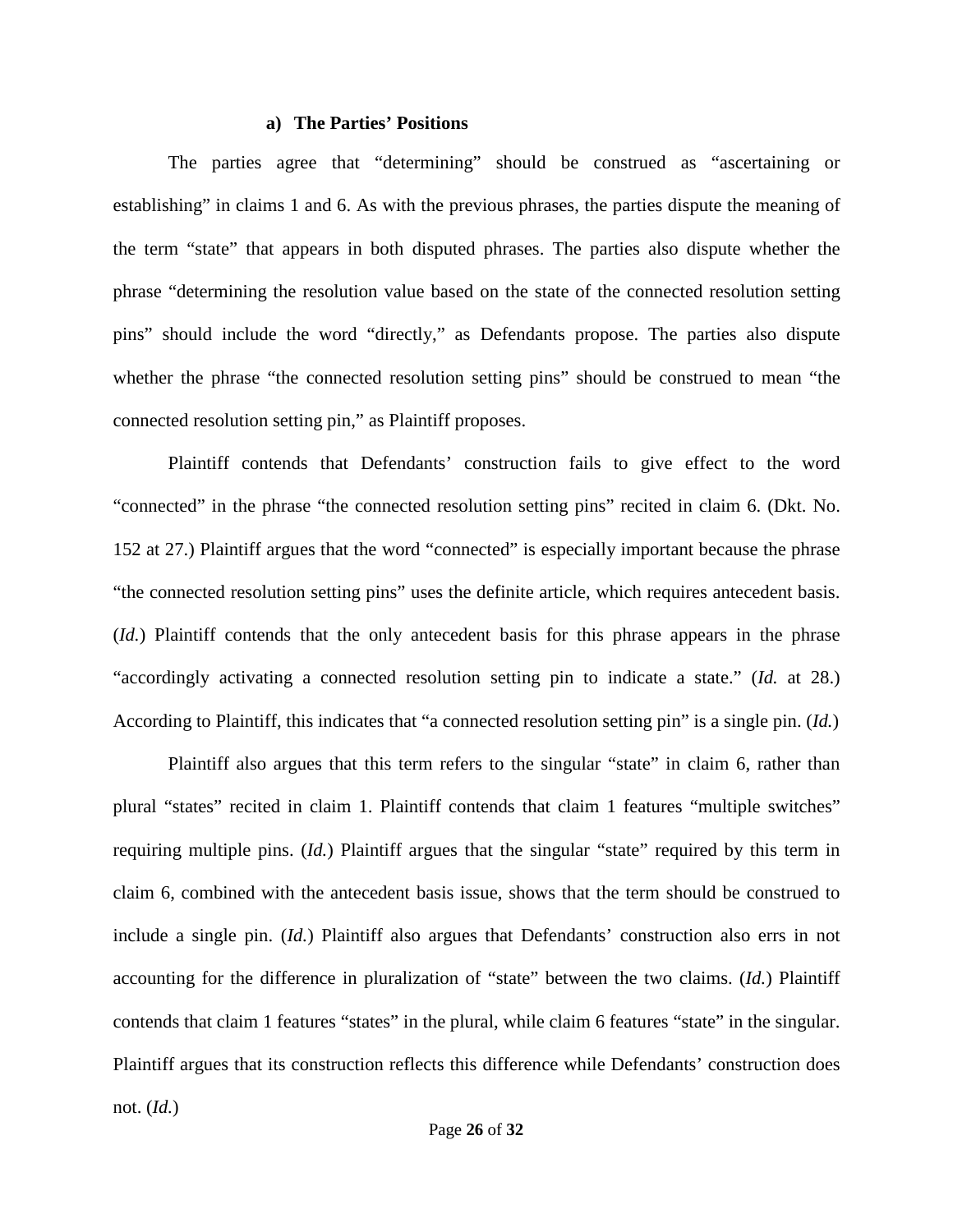#### a) The Parties' Positions

The parties agree that "determining" should be construed as "ascertaining or establishing" in claims 1 and 6. As with the previous phrases, the parties dispute the meaning of the term "state" that appears in both disputed phrases. The parties also dispute whether the phrase "determining the resolution value based on the state of the connected resolution setting pins" should include the word "directly," as Defendants propose. The parties also dispute whether the phrase "the connected resolution setting pins" should be construed to mean "the connected resolution setting pin," as Plaintiff proposes.

Plaintiff contends that Defendants' construction fails to give effect to the word "connected" in the phrase "the connected resolution setting pins" recited in claim 6. (Dkt. No. 152 at 27.) Plaintiff argues that the word "connected" is especially important because the phrase "the connected resolution setting pins" uses the definite article, which requires antecedent basis. (*Id.*) Plaintiff contends that the only antecedent basis for this phrase appears in the phrase "accordingly activating a connected resolution setting pin to indicate a state." (*Id.* at 28.) According to Plaintiff, this indicates that "a connected resolution setting pin" is a single pin. (*Id.*)

Plaintiff also argues that this term refers to the singular "state" in claim 6, rather than plural "states" recited in claim 1. Plaintiff contends that claim 1 features "multiple switches" requiring multiple pins. (*Id.*) Plaintiff argues that the singular "state" required by this term in claim 6, combined with the antecedent basis issue, shows that the term should be construed to include a single pin. (*Id.*) Plaintiff also argues that Defendants' construction also errs in not accounting for the difference in pluralization of "state" between the two claims. (*Id.*) Plaintiff contends that claim 1 features "states" in the plural, while claim 6 features "state" in the singular. Plaintiff argues that its construction reflects this difference while Defendants' construction does not. (*Id.*)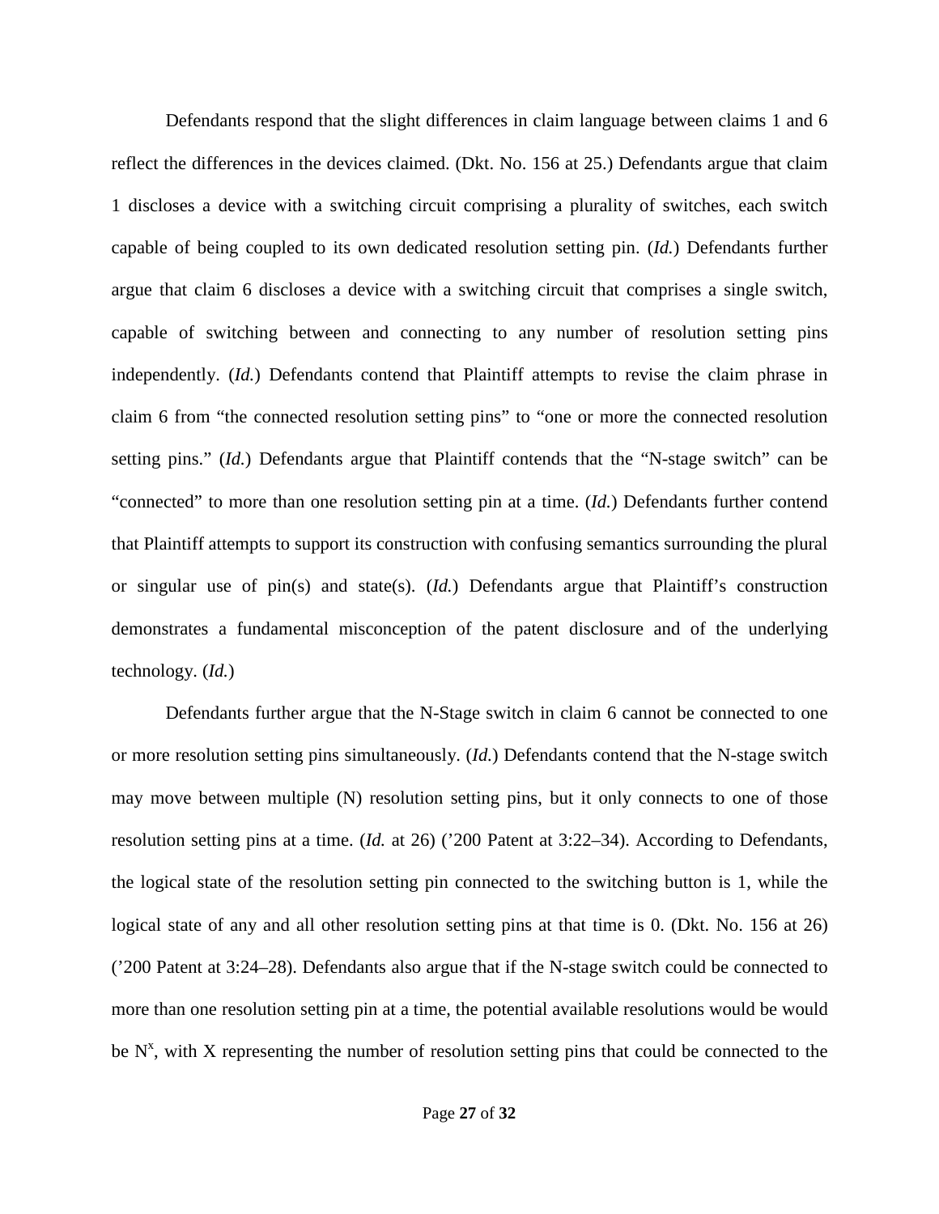Defendants respond that the slight differences in claim language between claims 1 and 6 reflect the differences in the devices claimed. (Dkt. No. 156 at 25.) Defendants argue that claim 1 discloses a device with a switching circuit comprising a plurality of switches, each switch capable of being coupled to its own dedicated resolution setting pin. (*Id.*) Defendants further argue that claim 6 discloses a device with a switching circuit that comprises a single switch, capable of switching between and connecting to any number of resolution setting pins independently. (*Id.*) Defendants contend that Plaintiff attempts to revise the claim phrase in claim 6 from "the connected resolution setting pins" to "one or more the connected resolution setting pins." (*Id.*) Defendants argue that Plaintiff contends that the "N-stage switch" can be "connected" to more than one resolution setting pin at a time. (*Id.*) Defendants further contend that Plaintiff attempts to support its construction with confusing semantics surrounding the plural or singular use of pin(s) and state(s). (*Id.*) Defendants argue that Plaintiff's construction demonstrates a fundamental misconception of the patent disclosure and of the underlying technology. (*Id.*)

Defendants further argue that the N-Stage switch in claim 6 cannot be connected to one or more resolution setting pins simultaneously. (*Id.*) Defendants contend that the N-stage switch may move between multiple (N) resolution setting pins, but it only connects to one of those resolution setting pins at a time. (*Id.* at 26) ('200 Patent at 3:22–34). According to Defendants, the logical state of the resolution setting pin connected to the switching button is 1, while the logical state of any and all other resolution setting pins at that time is 0. (Dkt. No. 156 at 26) ('200 Patent at 3:24–28). Defendants also argue that if the N-stage switch could be connected to more than one resolution setting pin at a time, the potential available resolutions would be would be $N^x$, with X representing the number of resolution setting pins that could be connected to the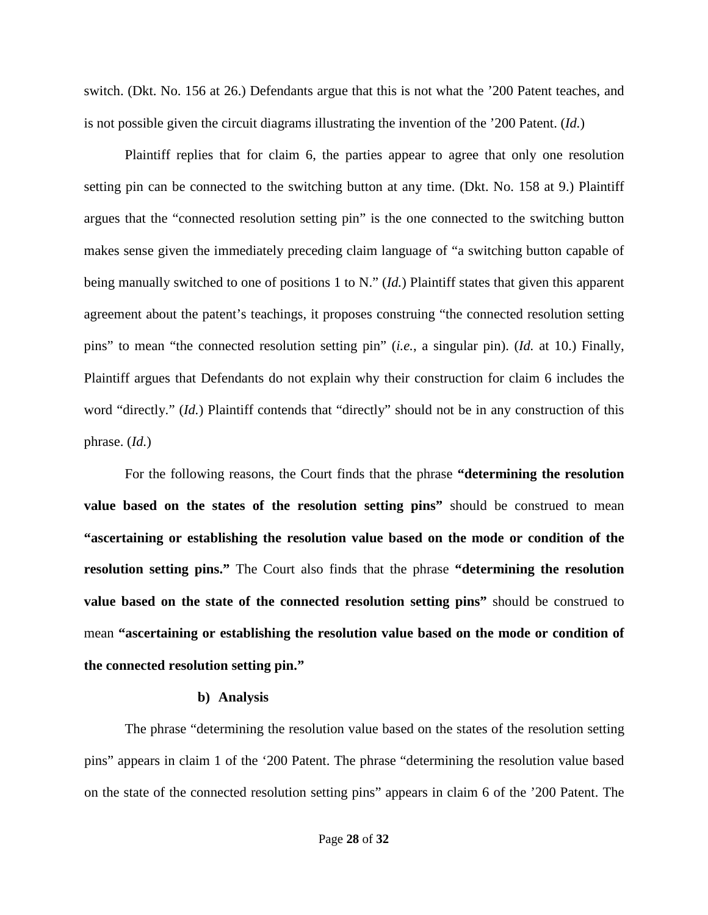switch. (Dkt. No. 156 at 26.) Defendants argue that this is not what the ’200 Patent teaches, and is not possible given the circuit diagrams illustrating the invention of the ’200 Patent. (*Id.*)

Plaintiff replies that for claim 6, the parties appear to agree that only one resolution setting pin can be connected to the switching button at any time. (Dkt. No. 158 at 9.) Plaintiff argues that the “connected resolution setting pin” is the one connected to the switching button makes sense given the immediately preceding claim language of “a switching button capable of being manually switched to one of positions 1 to N.” (*Id.*) Plaintiff states that given this apparent agreement about the patent’s teachings, it proposes construing “the connected resolution setting pins” to mean “the connected resolution setting pin” (*i.e.*, a singular pin). (*Id.* at 10.) Finally, Plaintiff argues that Defendants do not explain why their construction for claim 6 includes the word “directly.” (*Id.*) Plaintiff contends that “directly” should not be in any construction of this phrase. (*Id.*)

For the following reasons, the Court finds that the phrase **“determining the resolution value based on the states of the resolution setting pins”** should be construed to mean **“ascertaining or establishing the resolution value based on the mode or condition of the resolution setting pins.”** The Court also finds that the phrase **“determining the resolution value based on the state of the connected resolution setting pins”** should be construed to mean **“ascertaining or establishing the resolution value based on the mode or condition of the connected resolution setting pin.”**

**b) Analysis**

The phrase “determining the resolution value based on the states of the resolution setting pins” appears in claim 1 of the ‘200 Patent. The phrase “determining the resolution value based on the state of the connected resolution setting pins” appears in claim 6 of the ’200 Patent. The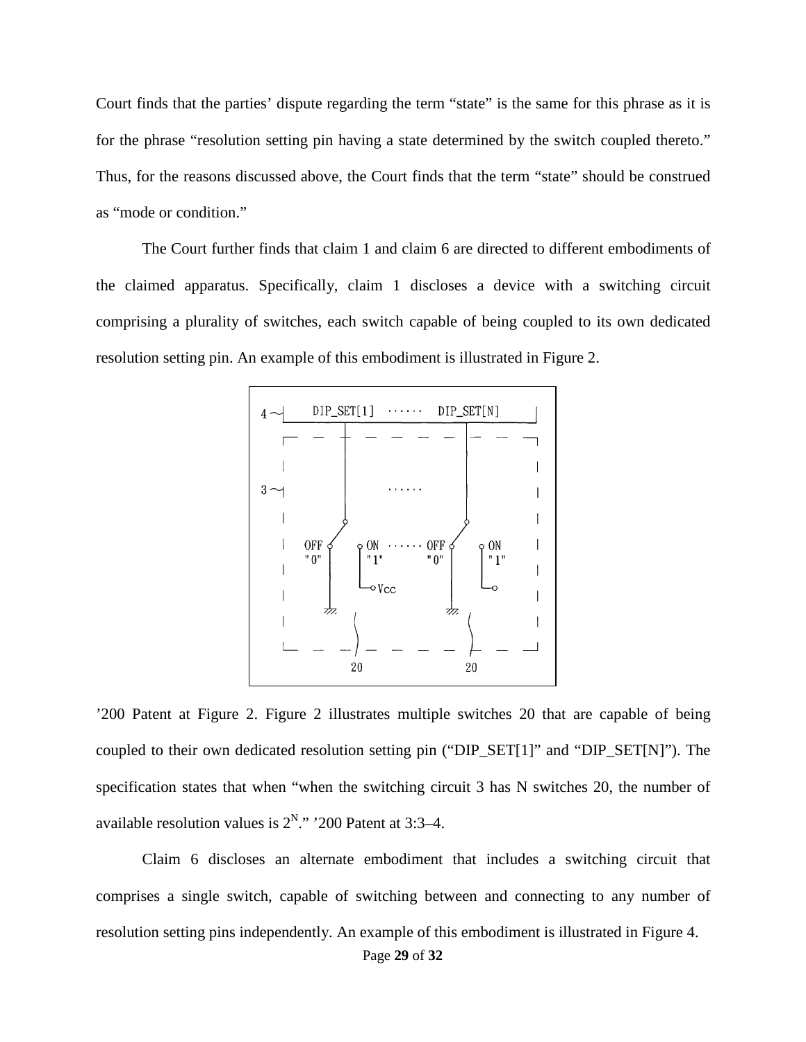Court finds that the parties' dispute regarding the term "state" is the same for this phrase as it is for the phrase "resolution setting pin having a state determined by the switch coupled thereto." Thus, for the reasons discussed above, the Court finds that the term "state" should be construed as "mode or condition."

The Court further finds that claim 1 and claim 6 are directed to different embodiments of the claimed apparatus. Specifically, claim 1 discloses a device with a switching circuit comprising a plurality of switches, each switch capable of being coupled to its own dedicated resolution setting pin. An example of this embodiment is illustrated in Figure 2.

'200 Patent at Figure 2. Figure 2 illustrates multiple switches 20 that are capable of being coupled to their own dedicated resolution setting pin ("DIP_SET[1]" and "DIP_SET[N]"). The specification states that when "when the switching circuit 3 has N switches 20, the number of available resolution values is $2^N$." '200 Patent at 3:3–4.

Claim 6 discloses an alternate embodiment that includes a switching circuit that comprises a single switch, capable of switching between and connecting to any number of resolution setting pins independently. An example of this embodiment is illustrated in Figure 4.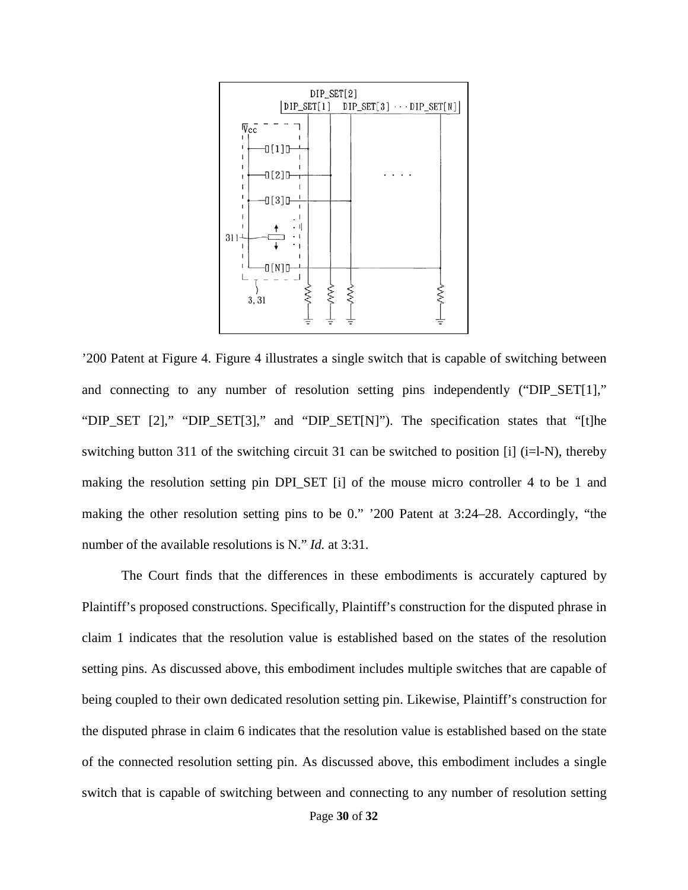’200 Patent at Figure 4. Figure 4 illustrates a single switch that is capable of switching between and connecting to any number of resolution setting pins independently (“DIP_SET[1],” “DIP_SET [2],” “DIP_SET[3],” and “DIP_SET[N]”). The specification states that “[t]he switching button 311 of the switching circuit 31 can be switched to position [i] (i=l-N), thereby making the resolution setting pin DPI_SET [i] of the mouse micro controller 4 to be 1 and making the other resolution setting pins to be 0.” ’200 Patent at 3:24–28. Accordingly, “the number of the available resolutions is N.” *Id.* at 3:31.

The Court finds that the differences in these embodiments is accurately captured by Plaintiff’s proposed constructions. Specifically, Plaintiff’s construction for the disputed phrase in claim 1 indicates that the resolution value is established based on the states of the resolution setting pins. As discussed above, this embodiment includes multiple switches that are capable of being coupled to their own dedicated resolution setting pin. Likewise, Plaintiff’s construction for the disputed phrase in claim 6 indicates that the resolution value is established based on the state of the connected resolution setting pin. As discussed above, this embodiment includes a single switch that is capable of switching between and connecting to any number of resolution setting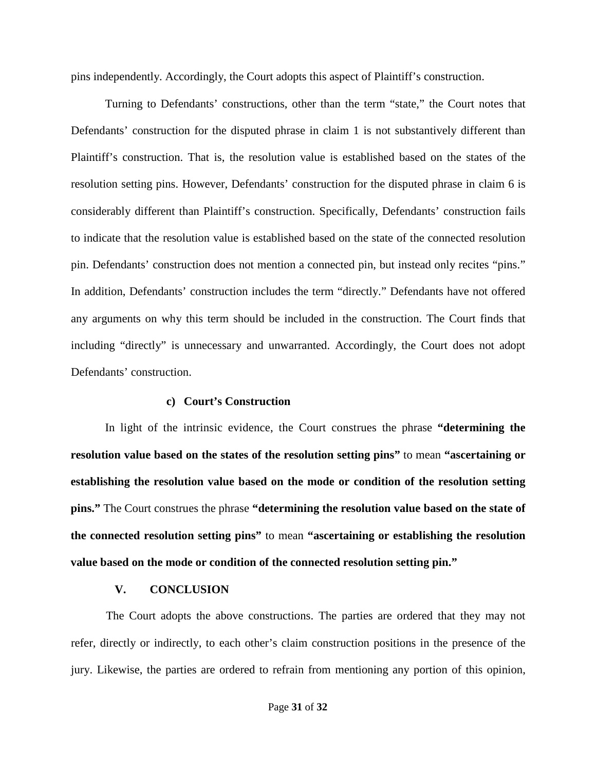pins independently. Accordingly, the Court adopts this aspect of Plaintiff's construction.

Turning to Defendants' constructions, other than the term "state," the Court notes that Defendants' construction for the disputed phrase in claim 1 is not substantively different than Plaintiff's construction. That is, the resolution value is established based on the states of the resolution setting pins. However, Defendants' construction for the disputed phrase in claim 6 is considerably different than Plaintiff's construction. Specifically, Defendants' construction fails to indicate that the resolution value is established based on the state of the connected resolution pin. Defendants' construction does not mention a connected pin, but instead only recites "pins." In addition, Defendants' construction includes the term "directly." Defendants have not offered any arguments on why this term should be included in the construction. The Court finds that including "directly" is unnecessary and unwarranted. Accordingly, the Court does not adopt Defendants' construction.

#### c) Court's Construction

In light of the intrinsic evidence, the Court construes the phrase **"determining the resolution value based on the states of the resolution setting pins"** to mean **"ascertaining or establishing the resolution value based on the mode or condition of the resolution setting pins."** The Court construes the phrase **"determining the resolution value based on the state of the connected resolution setting pins"** to mean **"ascertaining or establishing the resolution value based on the mode or condition of the connected resolution setting pin."**

## V. CONCLUSION

The Court adopts the above constructions. The parties are ordered that they may not refer, directly or indirectly, to each other's claim construction positions in the presence of the jury. Likewise, the parties are ordered to refrain from mentioning any portion of this opinion,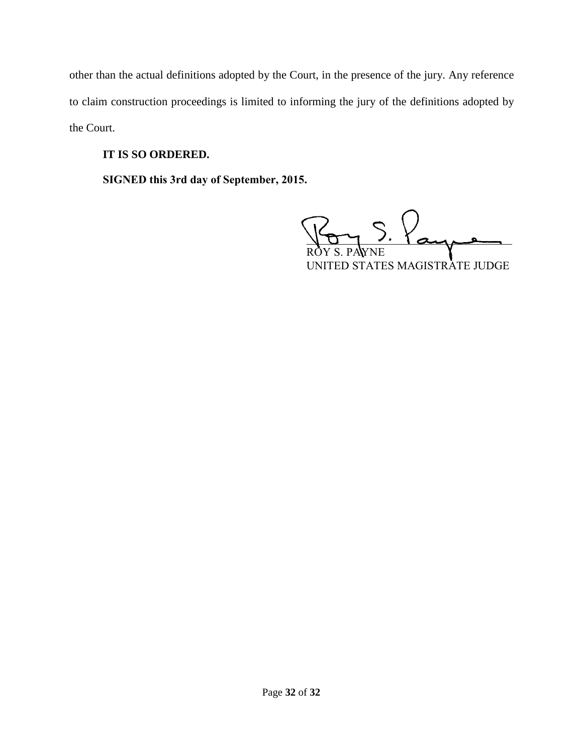other than the actual definitions adopted by the Court, in the presence of the jury. Any reference to claim construction proceedings is limited to informing the jury of the definitions adopted by the Court.

**IT IS SO ORDERED.**

**SIGNED this 3rd day of September, 2015.**

ROY S. PAYNE
UNITED STATES MAGISTRATE JUDGE